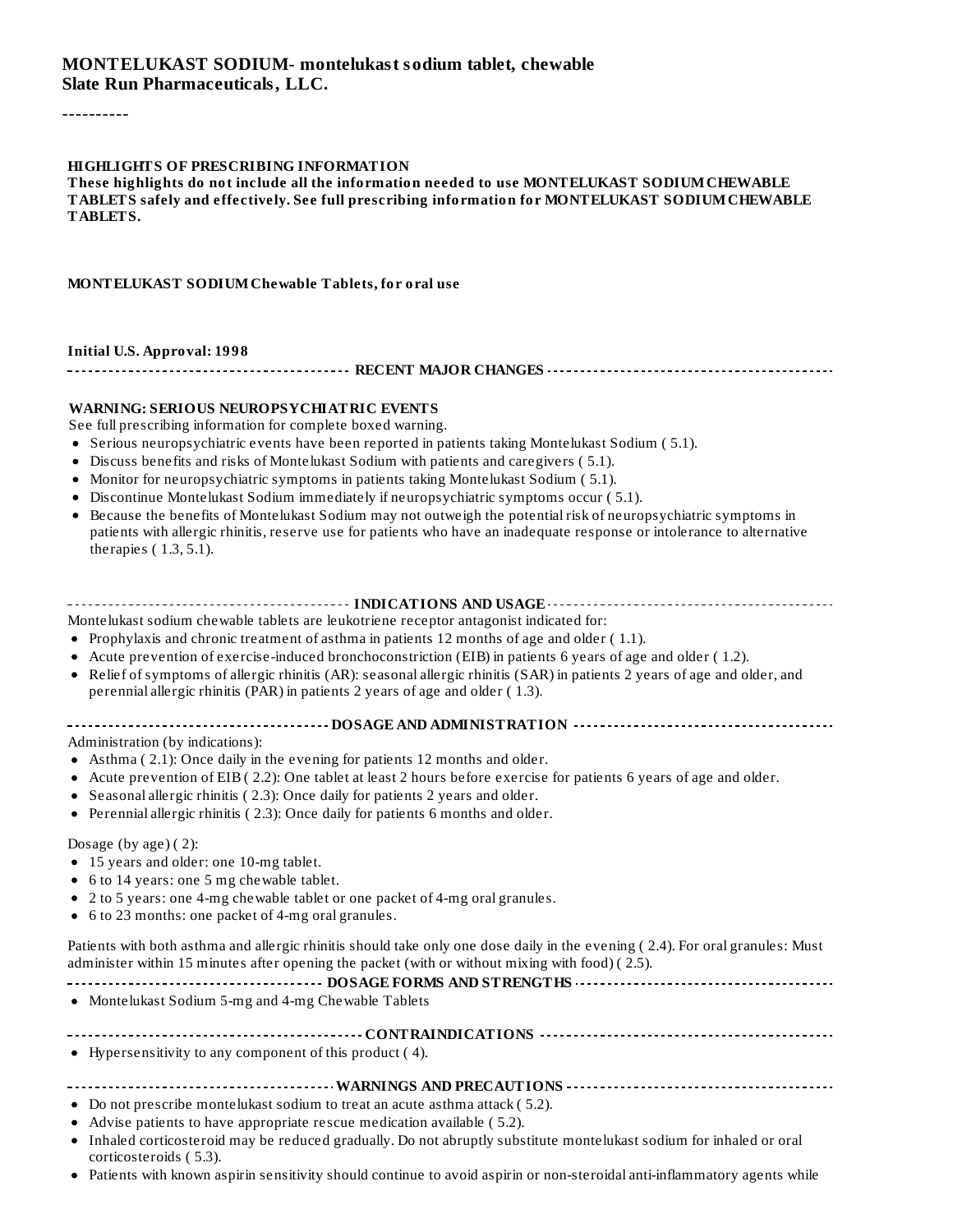# MONTELUKAST SODIUM- montelukast sodium tablet, chewable
**Slate Run Pharmaceuticals, LLC.**

----------

**HIGHLIGHTS OF PRESCRIBING INFORMATION**
**These highlights do not include all the information needed to use MONTELUKAST SODIUM CHEWABLE TABLETS safely and effectively. See full prescribing information for MONTELUKAST SODIUM CHEWABLE TABLETS.**

**MONTELUKAST SODIUM Chewable Tablets, for oral use**

**Initial U.S. Approval: 1998**

## RECENT MAJOR CHANGES

**WARNING: SERIOUS NEUROPSYCHIATRIC EVENTS**

See full prescribing information for complete boxed warning.

- Serious neuropsychiatric events have been reported in patients taking Montelukast Sodium ( 5.1).
- Discuss benefits and risks of Montelukast Sodium with patients and caregivers ( 5.1).
- Monitor for neuropsychiatric symptoms in patients taking Montelukast Sodium ( 5.1).
- Discontinue Montelukast Sodium immediately if neuropsychiatric symptoms occur ( 5.1).
- Because the benefits of Montelukast Sodium may not outweigh the potential risk of neuropsychiatric symptoms in patients with allergic rhinitis, reserve use for patients who have an inadequate response or intolerance to alternative therapies ( 1.3, 5.1).

## INDICATIONS AND USAGE

Montelukast sodium chewable tablets are leukotriene receptor antagonist indicated for:

- Prophylaxis and chronic treatment of asthma in patients 12 months of age and older ( 1.1).
- Acute prevention of exercise-induced bronchoconstriction (EIB) in patients 6 years of age and older ( 1.2).
- Relief of symptoms of allergic rhinitis (AR): seasonal allergic rhinitis (SAR) in patients 2 years of age and older, and perennial allergic rhinitis (PAR) in patients 2 years of age and older ( 1.3).

## DOSAGE AND ADMINISTRATION

Administration (by indications):

- Asthma ( 2.1): Once daily in the evening for patients 12 months and older.
- Acute prevention of EIB ( 2.2): One tablet at least 2 hours before exercise for patients 6 years of age and older.
- Seasonal allergic rhinitis ( 2.3): Once daily for patients 2 years and older.
- Perennial allergic rhinitis ( 2.3): Once daily for patients 6 months and older.

Dosage (by age) ( 2):

- 15 years and older: one 10-mg tablet.
- 6 to 14 years: one 5 mg chewable tablet.
- 2 to 5 years: one 4-mg chewable tablet or one packet of 4-mg oral granules.
- 6 to 23 months: one packet of 4-mg oral granules.

Patients with both asthma and allergic rhinitis should take only one dose daily in the evening ( 2.4). For oral granules: Must administer within 15 minutes after opening the packet (with or without mixing with food) ( 2.5).

## DOSAGE FORMS AND STRENGTHS

- Montelukast Sodium 5-mg and 4-mg Chewable Tablets

## CONTRAINDICATIONS

- Hypersensitivity to any component of this product ( 4).

## WARNINGS AND PRECAUTIONS

- Do not prescribe montelukast sodium to treat an acute asthma attack ( 5.2).
- Advise patients to have appropriate rescue medication available ( 5.2).
- Inhaled corticosteroid may be reduced gradually. Do not abruptly substitute montelukast sodium for inhaled or oral corticosteroids ( 5.3).
- Patients with known aspirin sensitivity should continue to avoid aspirin or non-steroidal anti-inflammatory agents while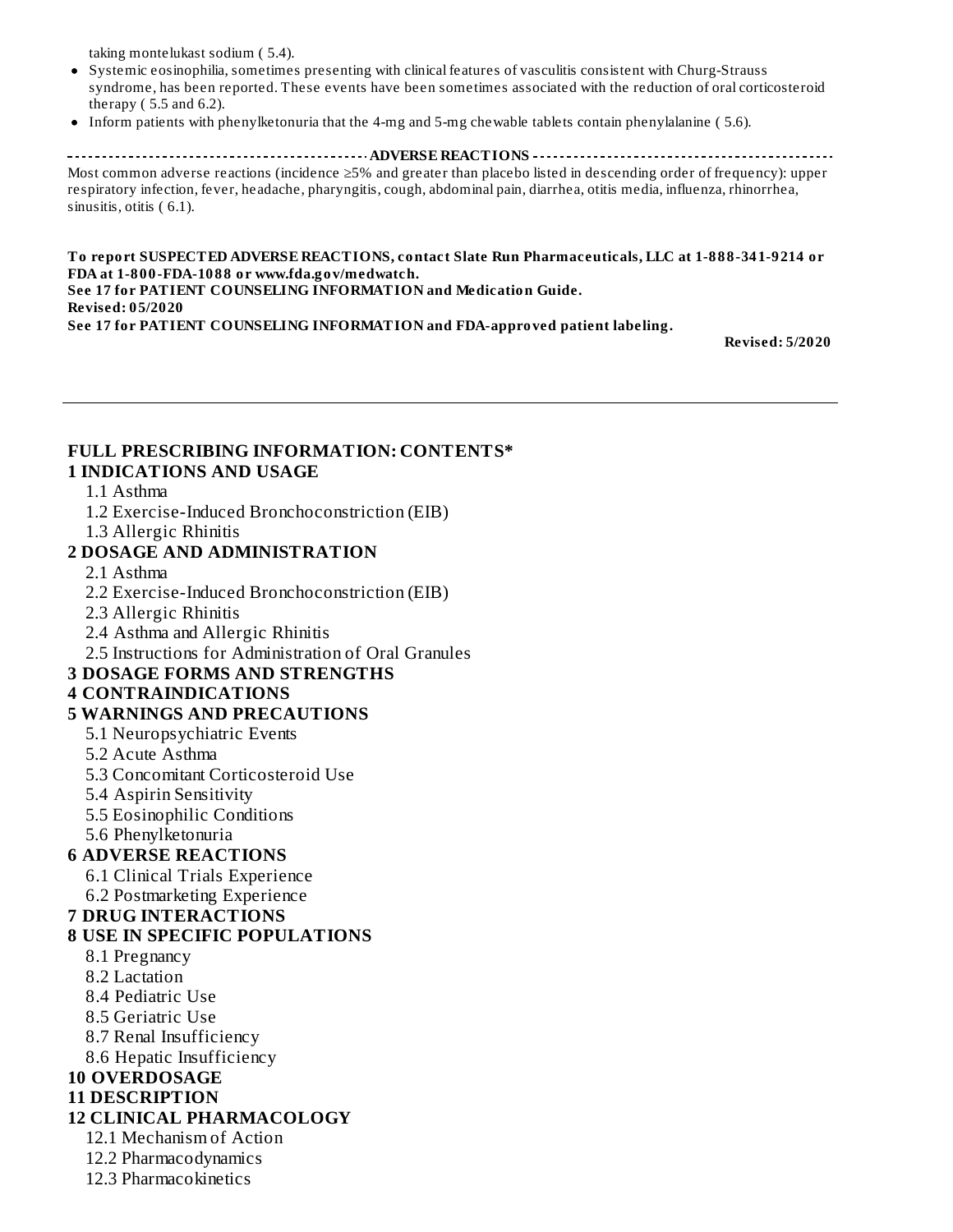taking montelukast sodium ( 5.4).

- Systemic eosinophilia, sometimes presenting with clinical features of vasculitis consistent with Churg-Strauss syndrome, has been reported. These events have been sometimes associated with the reduction of oral corticosteroid therapy ( 5.5 and 6.2).
- Inform patients with phenylketonuria that the 4-mg and 5-mg chewable tablets contain phenylalanine ( 5.6).

**ADVERSE REACTIONS**

Most common adverse reactions (incidence ≥5% and greater than placebo listed in descending order of frequency): upper respiratory infection, fever, headache, pharyngitis, cough, abdominal pain, diarrhea, otitis media, influenza, rhinorrhea, sinusitis, otitis ( 6.1).

**To report SUSPECTED ADVERSE REACTIONS, contact Slate Run Pharmaceuticals, LLC at 1-888-341-9214 or FDA at 1-800-FDA-1088 or www.fda.gov/medwatch.**
**See 17 for PATIENT COUNSELING INFORMATION and Medication Guide.**
**Revised: 05/2020**
**See 17 for PATIENT COUNSELING INFORMATION and FDA-approved patient labeling.**

**Revised: 5/2020**

---

## FULL PRESCRIBING INFORMATION: CONTENTS*

**1 INDICATIONS AND USAGE**
- 1.1 Asthma
- 1.2 Exercise-Induced Bronchoconstriction (EIB)
- 1.3 Allergic Rhinitis

**2 DOSAGE AND ADMINISTRATION**
- 2.1 Asthma
- 2.2 Exercise-Induced Bronchoconstriction (EIB)
- 2.3 Allergic Rhinitis
- 2.4 Asthma and Allergic Rhinitis
- 2.5 Instructions for Administration of Oral Granules

**3 DOSAGE FORMS AND STRENGTHS**

**4 CONTRAINDICATIONS**

**5 WARNINGS AND PRECAUTIONS**
- 5.1 Neuropsychiatric Events
- 5.2 Acute Asthma
- 5.3 Concomitant Corticosteroid Use
- 5.4 Aspirin Sensitivity
- 5.5 Eosinophilic Conditions
- 5.6 Phenylketonuria

**6 ADVERSE REACTIONS**
- 6.1 Clinical Trials Experience
- 6.2 Postmarketing Experience

**7 DRUG INTERACTIONS**

**8 USE IN SPECIFIC POPULATIONS**
- 8.1 Pregnancy
- 8.2 Lactation
- 8.4 Pediatric Use
- 8.5 Geriatric Use
- 8.7 Renal Insufficiency
- 8.6 Hepatic Insufficiency

**10 OVERDOSAGE**

**11 DESCRIPTION**

**12 CLINICAL PHARMACOLOGY**
- 12.1 Mechanism of Action
- 12.2 Pharmacodynamics
- 12.3 Pharmacokinetics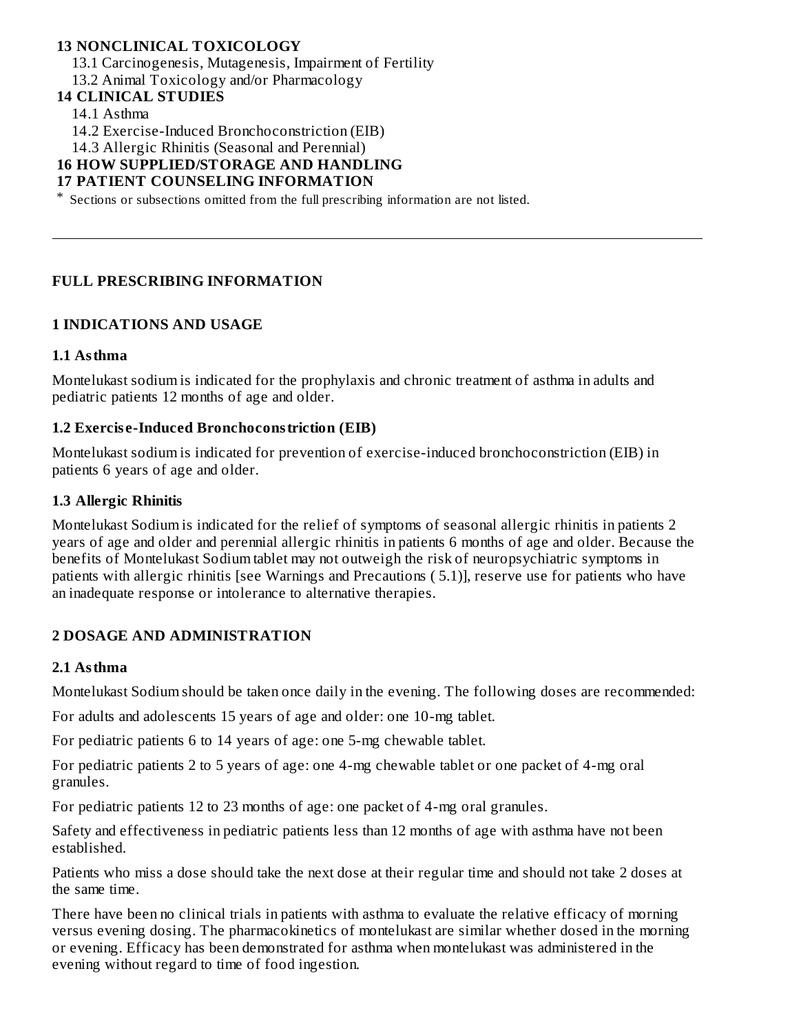**13 NONCLINICAL TOXICOLOGY**

13.1 Carcinogenesis, Mutagenesis, Impairment of Fertility

13.2 Animal Toxicology and/or Pharmacology

**14 CLINICAL STUDIES**

14.1 Asthma

14.2 Exercise-Induced Bronchoconstriction (EIB)

14.3 Allergic Rhinitis (Seasonal and Perennial)

**16 HOW SUPPLIED/STORAGE AND HANDLING**

**17 PATIENT COUNSELING INFORMATION**

* Sections or subsections omitted from the full prescribing information are not listed.

---

## FULL PRESCRIBING INFORMATION

## 1 INDICATIONS AND USAGE

### 1.1 Asthma

Montelukast sodium is indicated for the prophylaxis and chronic treatment of asthma in adults and pediatric patients 12 months of age and older.

### 1.2 Exercise-Induced Bronchoconstriction (EIB)

Montelukast sodium is indicated for prevention of exercise-induced bronchoconstriction (EIB) in patients 6 years of age and older.

### 1.3 Allergic Rhinitis

Montelukast Sodium is indicated for the relief of symptoms of seasonal allergic rhinitis in patients 2 years of age and older and perennial allergic rhinitis in patients 6 months of age and older. Because the benefits of Montelukast Sodium tablet may not outweigh the risk of neuropsychiatric symptoms in patients with allergic rhinitis [see Warnings and Precautions ( 5.1)], reserve use for patients who have an inadequate response or intolerance to alternative therapies.

## 2 DOSAGE AND ADMINISTRATION

### 2.1 Asthma

Montelukast Sodium should be taken once daily in the evening. The following doses are recommended:

For adults and adolescents 15 years of age and older: one 10-mg tablet.

For pediatric patients 6 to 14 years of age: one 5-mg chewable tablet.

For pediatric patients 2 to 5 years of age: one 4-mg chewable tablet or one packet of 4-mg oral granules.

For pediatric patients 12 to 23 months of age: one packet of 4-mg oral granules.

Safety and effectiveness in pediatric patients less than 12 months of age with asthma have not been established.

Patients who miss a dose should take the next dose at their regular time and should not take 2 doses at the same time.

There have been no clinical trials in patients with asthma to evaluate the relative efficacy of morning versus evening dosing. The pharmacokinetics of montelukast are similar whether dosed in the morning or evening. Efficacy has been demonstrated for asthma when montelukast was administered in the evening without regard to time of food ingestion.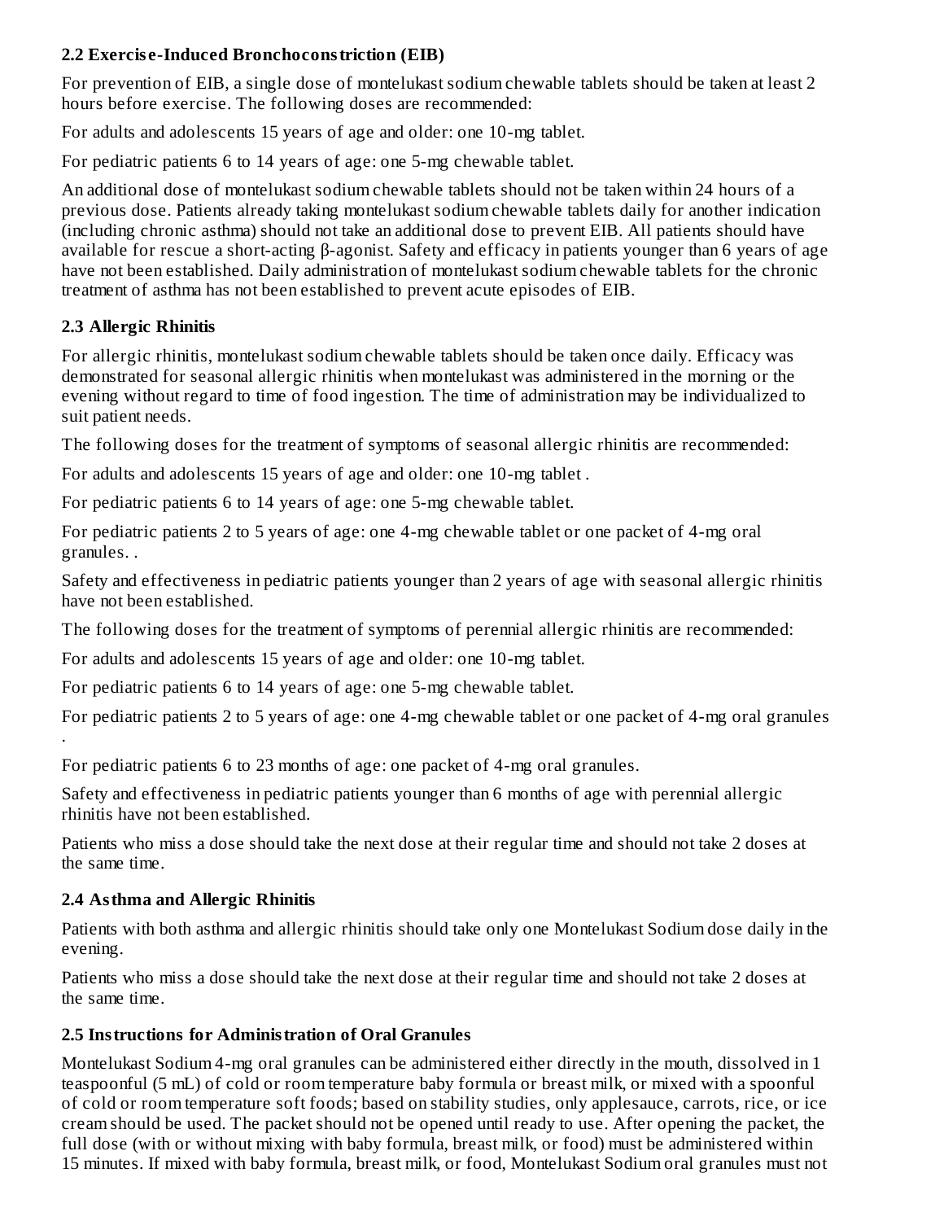## 2.2 Exercise-Induced Bronchoconstriction (EIB)

For prevention of EIB, a single dose of montelukast sodium chewable tablets should be taken at least 2 hours before exercise. The following doses are recommended:

For adults and adolescents 15 years of age and older: one 10-mg tablet.

For pediatric patients 6 to 14 years of age: one 5-mg chewable tablet.

An additional dose of montelukast sodium chewable tablets should not be taken within 24 hours of a previous dose. Patients already taking montelukast sodium chewable tablets daily for another indication (including chronic asthma) should not take an additional dose to prevent EIB. All patients should have available for rescue a short-acting β-agonist. Safety and efficacy in patients younger than 6 years of age have not been established. Daily administration of montelukast sodium chewable tablets for the chronic treatment of asthma has not been established to prevent acute episodes of EIB.

## 2.3 Allergic Rhinitis

For allergic rhinitis, montelukast sodium chewable tablets should be taken once daily. Efficacy was demonstrated for seasonal allergic rhinitis when montelukast was administered in the morning or the evening without regard to time of food ingestion. The time of administration may be individualized to suit patient needs.

The following doses for the treatment of symptoms of seasonal allergic rhinitis are recommended:

For adults and adolescents 15 years of age and older: one 10-mg tablet .

For pediatric patients 6 to 14 years of age: one 5-mg chewable tablet.

For pediatric patients 2 to 5 years of age: one 4-mg chewable tablet or one packet of 4-mg oral granules. .

Safety and effectiveness in pediatric patients younger than 2 years of age with seasonal allergic rhinitis have not been established.

The following doses for the treatment of symptoms of perennial allergic rhinitis are recommended:

For adults and adolescents 15 years of age and older: one 10-mg tablet.

For pediatric patients 6 to 14 years of age: one 5-mg chewable tablet.

For pediatric patients 2 to 5 years of age: one 4-mg chewable tablet or one packet of 4-mg oral granules .

For pediatric patients 6 to 23 months of age: one packet of 4-mg oral granules.

Safety and effectiveness in pediatric patients younger than 6 months of age with perennial allergic rhinitis have not been established.

Patients who miss a dose should take the next dose at their regular time and should not take 2 doses at the same time.

## 2.4 Asthma and Allergic Rhinitis

Patients with both asthma and allergic rhinitis should take only one Montelukast Sodium dose daily in the evening.

Patients who miss a dose should take the next dose at their regular time and should not take 2 doses at the same time.

## 2.5 Instructions for Administration of Oral Granules

Montelukast Sodium 4-mg oral granules can be administered either directly in the mouth, dissolved in 1 teaspoonful (5 mL) of cold or room temperature baby formula or breast milk, or mixed with a spoonful of cold or room temperature soft foods; based on stability studies, only applesauce, carrots, rice, or ice cream should be used. The packet should not be opened until ready to use. After opening the packet, the full dose (with or without mixing with baby formula, breast milk, or food) must be administered within 15 minutes. If mixed with baby formula, breast milk, or food, Montelukast Sodium oral granules must not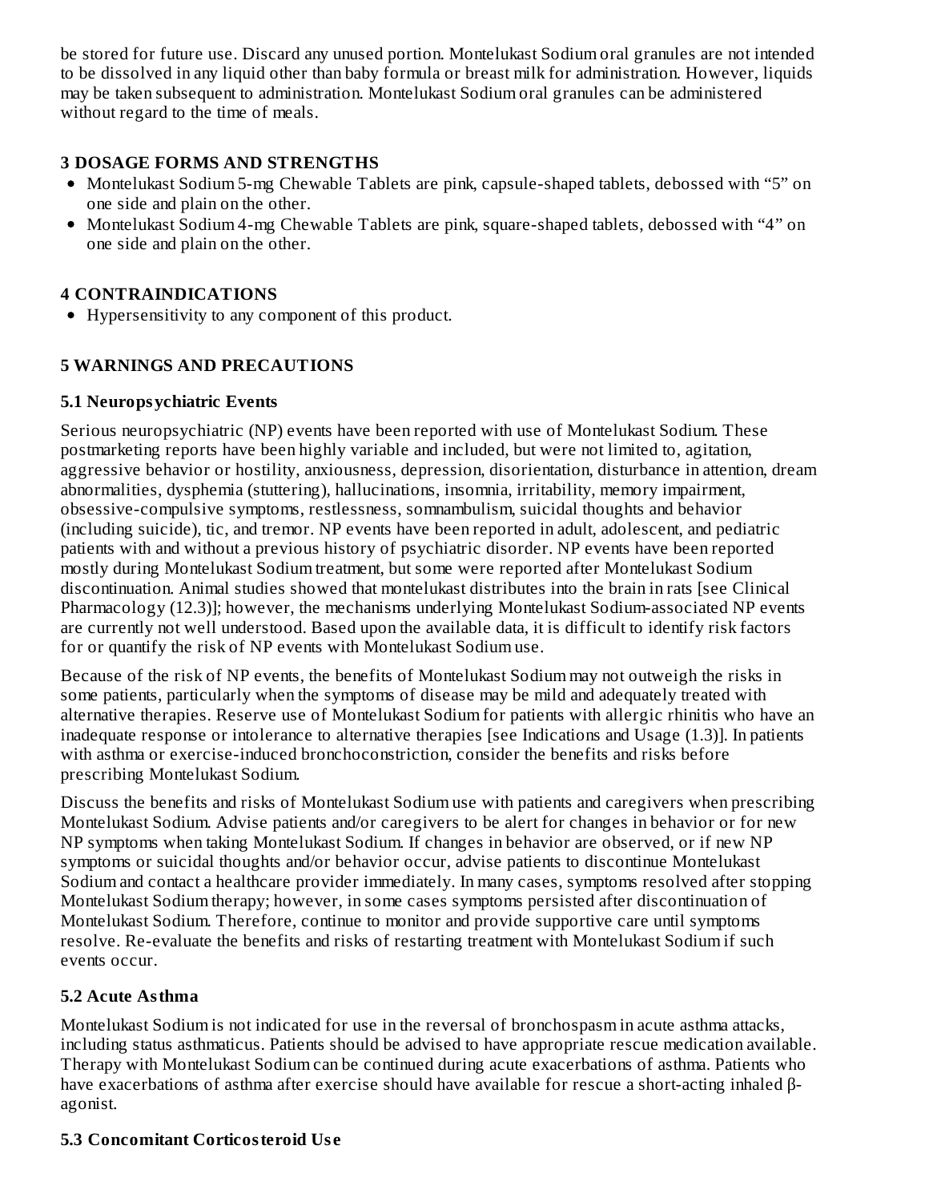be stored for future use. Discard any unused portion. Montelukast Sodium oral granules are not intended to be dissolved in any liquid other than baby formula or breast milk for administration. However, liquids may be taken subsequent to administration. Montelukast Sodium oral granules can be administered without regard to the time of meals.

## 3 DOSAGE FORMS AND STRENGTHS

- Montelukast Sodium 5-mg Chewable Tablets are pink, capsule-shaped tablets, debossed with "5" on one side and plain on the other.
- Montelukast Sodium 4-mg Chewable Tablets are pink, square-shaped tablets, debossed with "4" on one side and plain on the other.

## 4 CONTRAINDICATIONS

- Hypersensitivity to any component of this product.

## 5 WARNINGS AND PRECAUTIONS

### 5.1 Neuropsychiatric Events

Serious neuropsychiatric (NP) events have been reported with use of Montelukast Sodium. These postmarketing reports have been highly variable and included, but were not limited to, agitation, aggressive behavior or hostility, anxiousness, depression, disorientation, disturbance in attention, dream abnormalities, dysphemia (stuttering), hallucinations, insomnia, irritability, memory impairment, obsessive-compulsive symptoms, restlessness, somnambulism, suicidal thoughts and behavior (including suicide), tic, and tremor. NP events have been reported in adult, adolescent, and pediatric patients with and without a previous history of psychiatric disorder. NP events have been reported mostly during Montelukast Sodium treatment, but some were reported after Montelukast Sodium discontinuation. Animal studies showed that montelukast distributes into the brain in rats [see Clinical Pharmacology (12.3)]; however, the mechanisms underlying Montelukast Sodium-associated NP events are currently not well understood. Based upon the available data, it is difficult to identify risk factors for or quantify the risk of NP events with Montelukast Sodium use.

Because of the risk of NP events, the benefits of Montelukast Sodium may not outweigh the risks in some patients, particularly when the symptoms of disease may be mild and adequately treated with alternative therapies. Reserve use of Montelukast Sodium for patients with allergic rhinitis who have an inadequate response or intolerance to alternative therapies [see Indications and Usage (1.3)]. In patients with asthma or exercise-induced bronchoconstriction, consider the benefits and risks before prescribing Montelukast Sodium.

Discuss the benefits and risks of Montelukast Sodium use with patients and caregivers when prescribing Montelukast Sodium. Advise patients and/or caregivers to be alert for changes in behavior or for new NP symptoms when taking Montelukast Sodium. If changes in behavior are observed, or if new NP symptoms or suicidal thoughts and/or behavior occur, advise patients to discontinue Montelukast Sodium and contact a healthcare provider immediately. In many cases, symptoms resolved after stopping Montelukast Sodium therapy; however, in some cases symptoms persisted after discontinuation of Montelukast Sodium. Therefore, continue to monitor and provide supportive care until symptoms resolve. Re-evaluate the benefits and risks of restarting treatment with Montelukast Sodium if such events occur.

### 5.2 Acute Asthma

Montelukast Sodium is not indicated for use in the reversal of bronchospasm in acute asthma attacks, including status asthmaticus. Patients should be advised to have appropriate rescue medication available. Therapy with Montelukast Sodium can be continued during acute exacerbations of asthma. Patients who have exacerbations of asthma after exercise should have available for rescue a short-acting inhaled β-agonist.

### 5.3 Concomitant Corticosteroid Use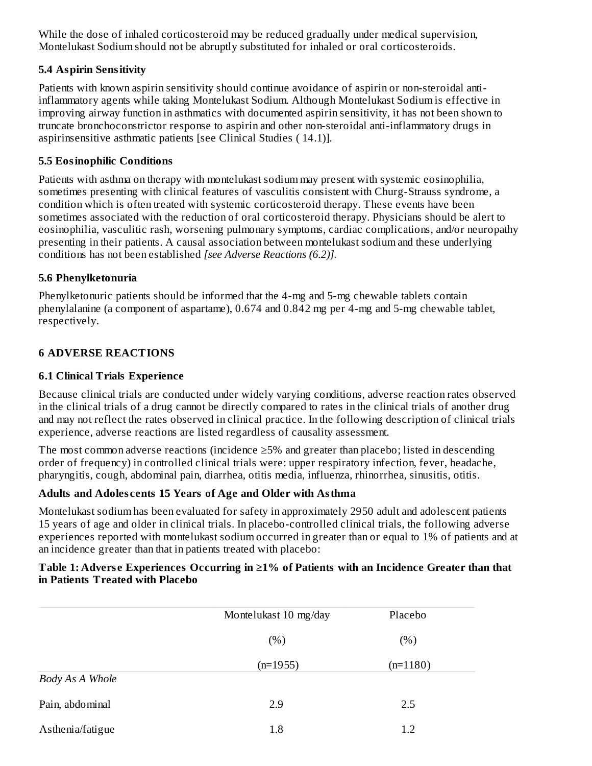While the dose of inhaled corticosteroid may be reduced gradually under medical supervision, Montelukast Sodium should not be abruptly substituted for inhaled or oral corticosteroids.

### 5.4 Aspirin Sensitivity

Patients with known aspirin sensitivity should continue avoidance of aspirin or non-steroidal anti-inflammatory agents while taking Montelukast Sodium. Although Montelukast Sodium is effective in improving airway function in asthmatics with documented aspirin sensitivity, it has not been shown to truncate bronchoconstrictor response to aspirin and other non-steroidal anti-inflammatory drugs in aspirinsensitive asthmatic patients [see Clinical Studies ( 14.1)].

### 5.5 Eosinophilic Conditions

Patients with asthma on therapy with montelukast sodium may present with systemic eosinophilia, sometimes presenting with clinical features of vasculitis consistent with Churg-Strauss syndrome, a condition which is often treated with systemic corticosteroid therapy. These events have been sometimes associated with the reduction of oral corticosteroid therapy. Physicians should be alert to eosinophilia, vasculitic rash, worsening pulmonary symptoms, cardiac complications, and/or neuropathy presenting in their patients. A causal association between montelukast sodium and these underlying conditions has not been established *[see Adverse Reactions (6.2)].*

### 5.6 Phenylketonuria

Phenylketonuric patients should be informed that the 4-mg and 5-mg chewable tablets contain phenylalanine (a component of aspartame), 0.674 and 0.842 mg per 4-mg and 5-mg chewable tablet, respectively.

## 6 ADVERSE REACTIONS

### 6.1 Clinical Trials Experience

Because clinical trials are conducted under widely varying conditions, adverse reaction rates observed in the clinical trials of a drug cannot be directly compared to rates in the clinical trials of another drug and may not reflect the rates observed in clinical practice. In the following description of clinical trials experience, adverse reactions are listed regardless of causality assessment.

The most common adverse reactions (incidence ≥5% and greater than placebo; listed in descending order of frequency) in controlled clinical trials were: upper respiratory infection, fever, headache, pharyngitis, cough, abdominal pain, diarrhea, otitis media, influenza, rhinorrhea, sinusitis, otitis.

**Adults and Adolescents 15 Years of Age and Older with Asthma**

Montelukast sodium has been evaluated for safety in approximately 2950 adult and adolescent patients 15 years of age and older in clinical trials. In placebo-controlled clinical trials, the following adverse experiences reported with montelukast sodium occurred in greater than or equal to 1% of patients and at an incidence greater than that in patients treated with placebo:

**Table 1: Adverse Experiences Occurring in ≥1% of Patients with an Incidence Greater than that in Patients Treated with Placebo**

| | Montelukast 10 mg/day (%) (n=1955) | Placebo (%) (n=1180) |
|---|---|---|
| *Body As A Whole* | | |
| Pain, abdominal | 2.9 | 2.5 |
| Asthenia/fatigue | 1.8 | 1.2 |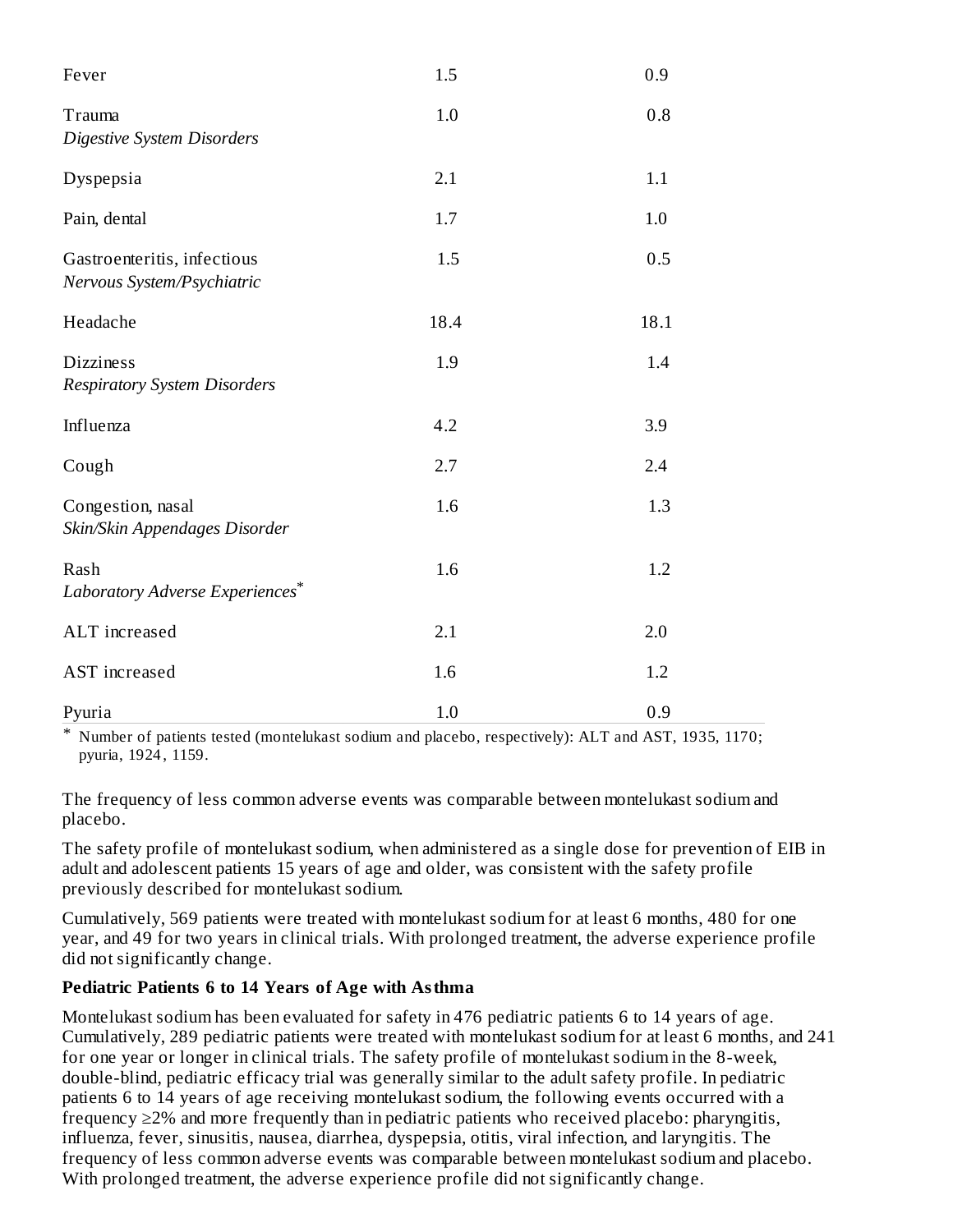| | | |
|---|---|---|
| Fever | 1.5 | 0.9 |
| Trauma | 1.0 | 0.8 |
| *Digestive System Disorders* | | |
| Dyspepsia | 2.1 | 1.1 |
| Pain, dental | 1.7 | 1.0 |
| Gastroenteritis, infectious | 1.5 | 0.5 |
| *Nervous System/Psychiatric* | | |
| Headache | 18.4 | 18.1 |
| Dizziness | 1.9 | 1.4 |
| *Respiratory System Disorders* | | |
| Influenza | 4.2 | 3.9 |
| Cough | 2.7 | 2.4 |
| Congestion, nasal | 1.6 | 1.3 |
| *Skin/Skin Appendages Disorder* | | |
| Rash | 1.6 | 1.2 |
| *Laboratory Adverse Experiences*[*] | | |
| ALT increased | 2.1 | 2.0 |
| AST increased | 1.6 | 1.2 |
| Pyuria | 1.0 | 0.9 |

[*] Number of patients tested (montelukast sodium and placebo, respectively): ALT and AST, 1935, 1170; pyuria, 1924, 1159.

The frequency of less common adverse events was comparable between montelukast sodium and placebo.

The safety profile of montelukast sodium, when administered as a single dose for prevention of EIB in adult and adolescent patients 15 years of age and older, was consistent with the safety profile previously described for montelukast sodium.

Cumulatively, 569 patients were treated with montelukast sodium for at least 6 months, 480 for one year, and 49 for two years in clinical trials. With prolonged treatment, the adverse experience profile did not significantly change.

**Pediatric Patients 6 to 14 Years of Age with Asthma**

Montelukast sodium has been evaluated for safety in 476 pediatric patients 6 to 14 years of age. Cumulatively, 289 pediatric patients were treated with montelukast sodium for at least 6 months, and 241 for one year or longer in clinical trials. The safety profile of montelukast sodium in the 8-week, double-blind, pediatric efficacy trial was generally similar to the adult safety profile. In pediatric patients 6 to 14 years of age receiving montelukast sodium, the following events occurred with a frequency ≥2% and more frequently than in pediatric patients who received placebo: pharyngitis, influenza, fever, sinusitis, nausea, diarrhea, dyspepsia, otitis, viral infection, and laryngitis. The frequency of less common adverse events was comparable between montelukast sodium and placebo. With prolonged treatment, the adverse experience profile did not significantly change.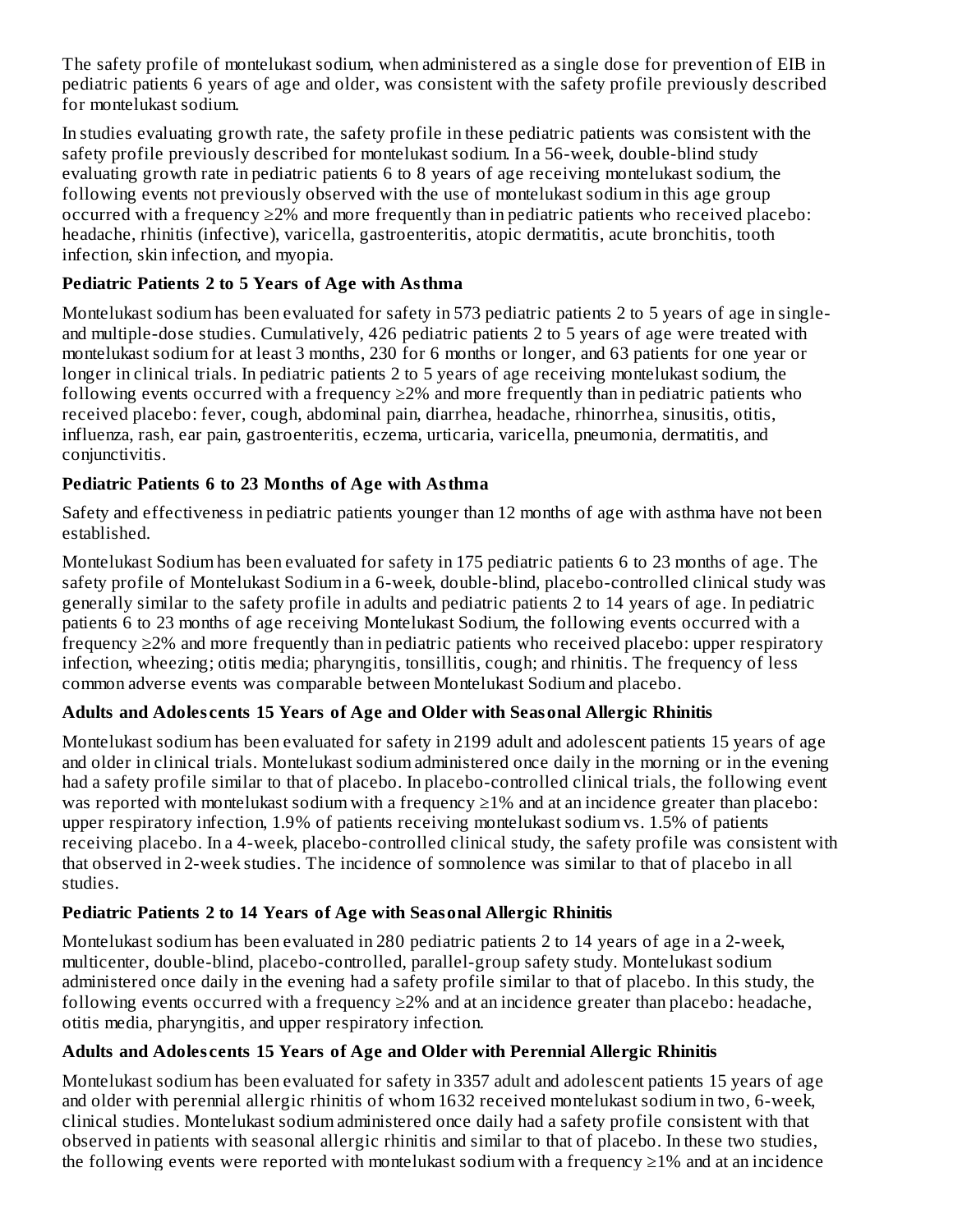The safety profile of montelukast sodium, when administered as a single dose for prevention of EIB in pediatric patients 6 years of age and older, was consistent with the safety profile previously described for montelukast sodium.

In studies evaluating growth rate, the safety profile in these pediatric patients was consistent with the safety profile previously described for montelukast sodium. In a 56-week, double-blind study evaluating growth rate in pediatric patients 6 to 8 years of age receiving montelukast sodium, the following events not previously observed with the use of montelukast sodium in this age group occurred with a frequency ≥2% and more frequently than in pediatric patients who received placebo: headache, rhinitis (infective), varicella, gastroenteritis, atopic dermatitis, acute bronchitis, tooth infection, skin infection, and myopia.

**Pediatric Patients 2 to 5 Years of Age with Asthma**

Montelukast sodium has been evaluated for safety in 573 pediatric patients 2 to 5 years of age in single- and multiple-dose studies. Cumulatively, 426 pediatric patients 2 to 5 years of age were treated with montelukast sodium for at least 3 months, 230 for 6 months or longer, and 63 patients for one year or longer in clinical trials. In pediatric patients 2 to 5 years of age receiving montelukast sodium, the following events occurred with a frequency ≥2% and more frequently than in pediatric patients who received placebo: fever, cough, abdominal pain, diarrhea, headache, rhinorrhea, sinusitis, otitis, influenza, rash, ear pain, gastroenteritis, eczema, urticaria, varicella, pneumonia, dermatitis, and conjunctivitis.

**Pediatric Patients 6 to 23 Months of Age with Asthma**

Safety and effectiveness in pediatric patients younger than 12 months of age with asthma have not been established.

Montelukast Sodium has been evaluated for safety in 175 pediatric patients 6 to 23 months of age. The safety profile of Montelukast Sodium in a 6-week, double-blind, placebo-controlled clinical study was generally similar to the safety profile in adults and pediatric patients 2 to 14 years of age. In pediatric patients 6 to 23 months of age receiving Montelukast Sodium, the following events occurred with a frequency ≥2% and more frequently than in pediatric patients who received placebo: upper respiratory infection, wheezing; otitis media; pharyngitis, tonsillitis, cough; and rhinitis. The frequency of less common adverse events was comparable between Montelukast Sodium and placebo.

**Adults and Adolescents 15 Years of Age and Older with Seasonal Allergic Rhinitis**

Montelukast sodium has been evaluated for safety in 2199 adult and adolescent patients 15 years of age and older in clinical trials. Montelukast sodium administered once daily in the morning or in the evening had a safety profile similar to that of placebo. In placebo-controlled clinical trials, the following event was reported with montelukast sodium with a frequency ≥1% and at an incidence greater than placebo: upper respiratory infection, 1.9% of patients receiving montelukast sodium vs. 1.5% of patients receiving placebo. In a 4-week, placebo-controlled clinical study, the safety profile was consistent with that observed in 2-week studies. The incidence of somnolence was similar to that of placebo in all studies.

**Pediatric Patients 2 to 14 Years of Age with Seasonal Allergic Rhinitis**

Montelukast sodium has been evaluated in 280 pediatric patients 2 to 14 years of age in a 2-week, multicenter, double-blind, placebo-controlled, parallel-group safety study. Montelukast sodium administered once daily in the evening had a safety profile similar to that of placebo. In this study, the following events occurred with a frequency ≥2% and at an incidence greater than placebo: headache, otitis media, pharyngitis, and upper respiratory infection.

**Adults and Adolescents 15 Years of Age and Older with Perennial Allergic Rhinitis**

Montelukast sodium has been evaluated for safety in 3357 adult and adolescent patients 15 years of age and older with perennial allergic rhinitis of whom 1632 received montelukast sodium in two, 6-week, clinical studies. Montelukast sodium administered once daily had a safety profile consistent with that observed in patients with seasonal allergic rhinitis and similar to that of placebo. In these two studies, the following events were reported with montelukast sodium with a frequency ≥1% and at an incidence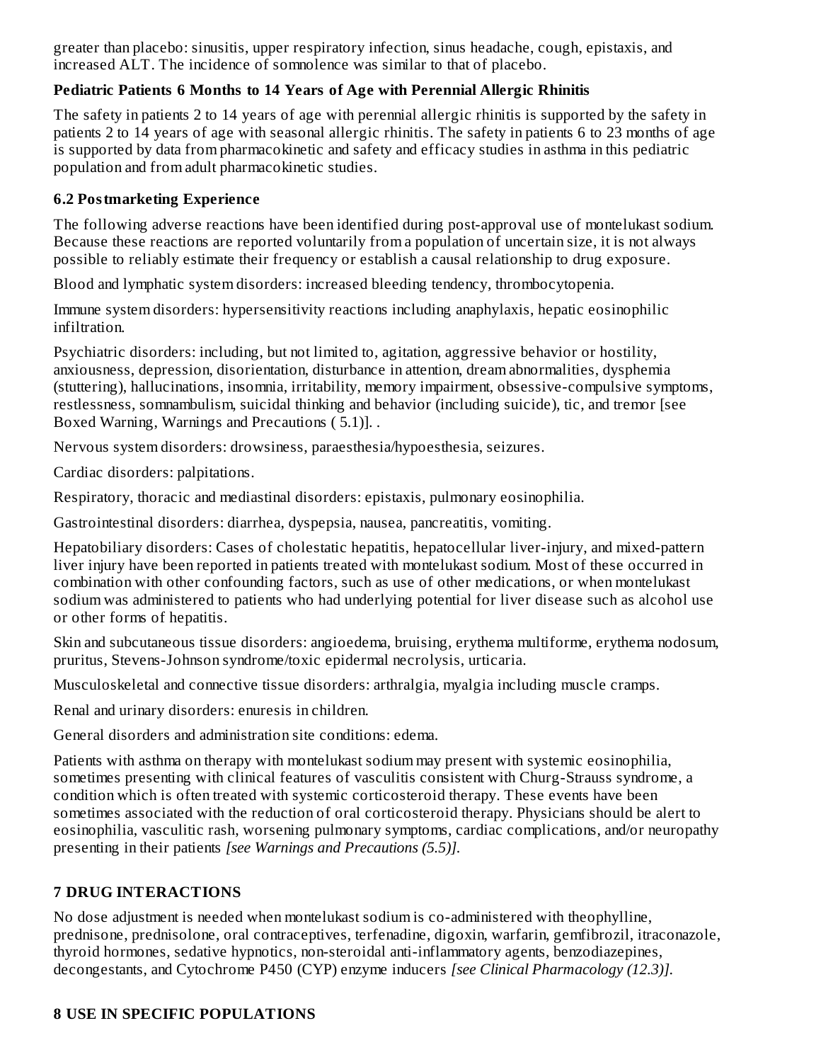greater than placebo: sinusitis, upper respiratory infection, sinus headache, cough, epistaxis, and increased ALT. The incidence of somnolence was similar to that of placebo.

**Pediatric Patients 6 Months to 14 Years of Age with Perennial Allergic Rhinitis**

The safety in patients 2 to 14 years of age with perennial allergic rhinitis is supported by the safety in patients 2 to 14 years of age with seasonal allergic rhinitis. The safety in patients 6 to 23 months of age is supported by data from pharmacokinetic and safety and efficacy studies in asthma in this pediatric population and from adult pharmacokinetic studies.

### 6.2 Postmarketing Experience

The following adverse reactions have been identified during post-approval use of montelukast sodium. Because these reactions are reported voluntarily from a population of uncertain size, it is not always possible to reliably estimate their frequency or establish a causal relationship to drug exposure.

Blood and lymphatic system disorders: increased bleeding tendency, thrombocytopenia.

Immune system disorders: hypersensitivity reactions including anaphylaxis, hepatic eosinophilic infiltration.

Psychiatric disorders: including, but not limited to, agitation, aggressive behavior or hostility, anxiousness, depression, disorientation, disturbance in attention, dream abnormalities, dysphemia (stuttering), hallucinations, insomnia, irritability, memory impairment, obsessive-compulsive symptoms, restlessness, somnambulism, suicidal thinking and behavior (including suicide), tic, and tremor [see Boxed Warning, Warnings and Precautions ( 5.1)]. .

Nervous system disorders: drowsiness, paraesthesia/hypoesthesia, seizures.

Cardiac disorders: palpitations.

Respiratory, thoracic and mediastinal disorders: epistaxis, pulmonary eosinophilia.

Gastrointestinal disorders: diarrhea, dyspepsia, nausea, pancreatitis, vomiting.

Hepatobiliary disorders: Cases of cholestatic hepatitis, hepatocellular liver-injury, and mixed-pattern liver injury have been reported in patients treated with montelukast sodium. Most of these occurred in combination with other confounding factors, such as use of other medications, or when montelukast sodium was administered to patients who had underlying potential for liver disease such as alcohol use or other forms of hepatitis.

Skin and subcutaneous tissue disorders: angioedema, bruising, erythema multiforme, erythema nodosum, pruritus, Stevens-Johnson syndrome/toxic epidermal necrolysis, urticaria.

Musculoskeletal and connective tissue disorders: arthralgia, myalgia including muscle cramps.

Renal and urinary disorders: enuresis in children.

General disorders and administration site conditions: edema.

Patients with asthma on therapy with montelukast sodium may present with systemic eosinophilia, sometimes presenting with clinical features of vasculitis consistent with Churg-Strauss syndrome, a condition which is often treated with systemic corticosteroid therapy. These events have been sometimes associated with the reduction of oral corticosteroid therapy. Physicians should be alert to eosinophilia, vasculitic rash, worsening pulmonary symptoms, cardiac complications, and/or neuropathy presenting in their patients *[see Warnings and Precautions (5.5)].*

## 7 DRUG INTERACTIONS

No dose adjustment is needed when montelukast sodium is co-administered with theophylline, prednisone, prednisolone, oral contraceptives, terfenadine, digoxin, warfarin, gemfibrozil, itraconazole, thyroid hormones, sedative hypnotics, non-steroidal anti-inflammatory agents, benzodiazepines, decongestants, and Cytochrome P450 (CYP) enzyme inducers *[see Clinical Pharmacology (12.3)].*

## 8 USE IN SPECIFIC POPULATIONS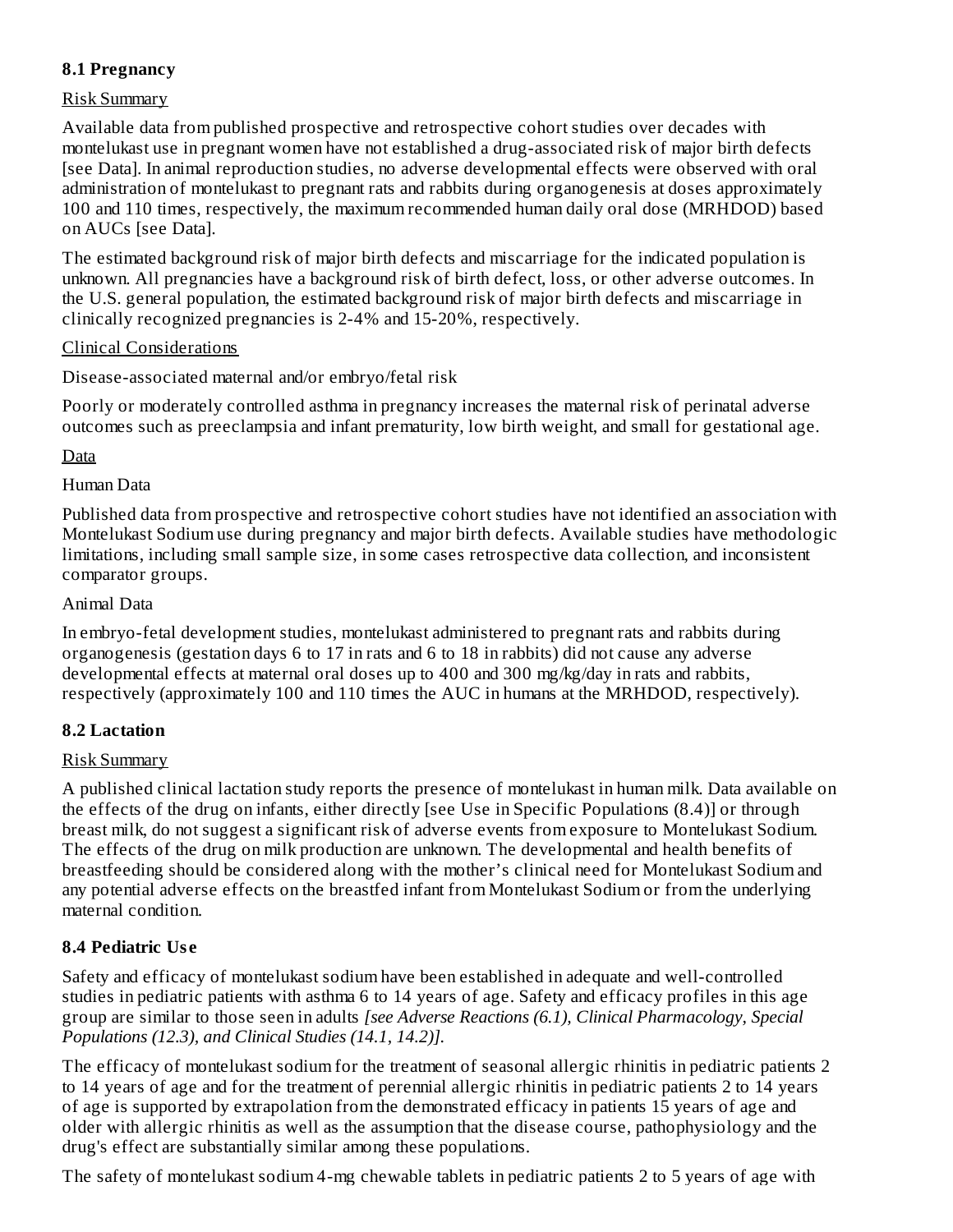### 8.1 Pregnancy

Risk Summary

Available data from published prospective and retrospective cohort studies over decades with montelukast use in pregnant women have not established a drug-associated risk of major birth defects [see Data]. In animal reproduction studies, no adverse developmental effects were observed with oral administration of montelukast to pregnant rats and rabbits during organogenesis at doses approximately 100 and 110 times, respectively, the maximum recommended human daily oral dose (MRHDOD) based on AUCs [see Data].

The estimated background risk of major birth defects and miscarriage for the indicated population is unknown. All pregnancies have a background risk of birth defect, loss, or other adverse outcomes. In the U.S. general population, the estimated background risk of major birth defects and miscarriage in clinically recognized pregnancies is 2-4% and 15-20%, respectively.

Clinical Considerations

Disease-associated maternal and/or embryo/fetal risk

Poorly or moderately controlled asthma in pregnancy increases the maternal risk of perinatal adverse outcomes such as preeclampsia and infant prematurity, low birth weight, and small for gestational age.

Data

Human Data

Published data from prospective and retrospective cohort studies have not identified an association with Montelukast Sodium use during pregnancy and major birth defects. Available studies have methodologic limitations, including small sample size, in some cases retrospective data collection, and inconsistent comparator groups.

Animal Data

In embryo-fetal development studies, montelukast administered to pregnant rats and rabbits during organogenesis (gestation days 6 to 17 in rats and 6 to 18 in rabbits) did not cause any adverse developmental effects at maternal oral doses up to 400 and 300 mg/kg/day in rats and rabbits, respectively (approximately 100 and 110 times the AUC in humans at the MRHDOD, respectively).

### 8.2 Lactation

Risk Summary

A published clinical lactation study reports the presence of montelukast in human milk. Data available on the effects of the drug on infants, either directly [see Use in Specific Populations (8.4)] or through breast milk, do not suggest a significant risk of adverse events from exposure to Montelukast Sodium. The effects of the drug on milk production are unknown. The developmental and health benefits of breastfeeding should be considered along with the mother's clinical need for Montelukast Sodium and any potential adverse effects on the breastfed infant from Montelukast Sodium or from the underlying maternal condition.

### 8.4 Pediatric Use

Safety and efficacy of montelukast sodium have been established in adequate and well-controlled studies in pediatric patients with asthma 6 to 14 years of age. Safety and efficacy profiles in this age group are similar to those seen in adults *[see Adverse Reactions (6.1), Clinical Pharmacology, Special Populations (12.3), and Clinical Studies (14.1, 14.2)]*.

The efficacy of montelukast sodium for the treatment of seasonal allergic rhinitis in pediatric patients 2 to 14 years of age and for the treatment of perennial allergic rhinitis in pediatric patients 2 to 14 years of age is supported by extrapolation from the demonstrated efficacy in patients 15 years of age and older with allergic rhinitis as well as the assumption that the disease course, pathophysiology and the drug's effect are substantially similar among these populations.

The safety of montelukast sodium 4-mg chewable tablets in pediatric patients 2 to 5 years of age with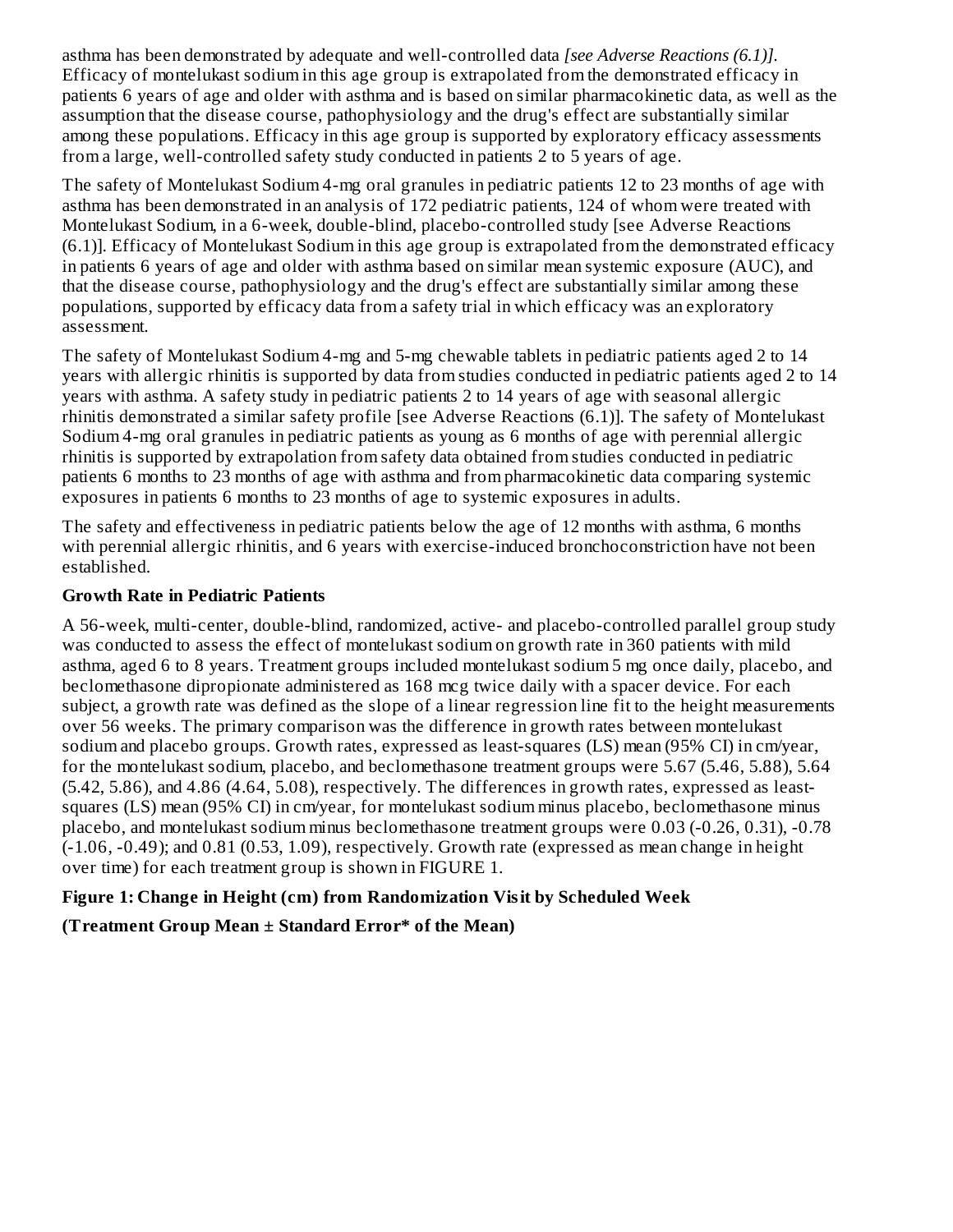asthma has been demonstrated by adequate and well-controlled data *[see Adverse Reactions (6.1)]*. Efficacy of montelukast sodium in this age group is extrapolated from the demonstrated efficacy in patients 6 years of age and older with asthma and is based on similar pharmacokinetic data, as well as the assumption that the disease course, pathophysiology and the drug's effect are substantially similar among these populations. Efficacy in this age group is supported by exploratory efficacy assessments from a large, well-controlled safety study conducted in patients 2 to 5 years of age.

The safety of Montelukast Sodium 4-mg oral granules in pediatric patients 12 to 23 months of age with asthma has been demonstrated in an analysis of 172 pediatric patients, 124 of whom were treated with Montelukast Sodium, in a 6-week, double-blind, placebo-controlled study [see Adverse Reactions (6.1)]. Efficacy of Montelukast Sodium in this age group is extrapolated from the demonstrated efficacy in patients 6 years of age and older with asthma based on similar mean systemic exposure (AUC), and that the disease course, pathophysiology and the drug's effect are substantially similar among these populations, supported by efficacy data from a safety trial in which efficacy was an exploratory assessment.

The safety of Montelukast Sodium 4-mg and 5-mg chewable tablets in pediatric patients aged 2 to 14 years with allergic rhinitis is supported by data from studies conducted in pediatric patients aged 2 to 14 years with asthma. A safety study in pediatric patients 2 to 14 years of age with seasonal allergic rhinitis demonstrated a similar safety profile [see Adverse Reactions (6.1)]. The safety of Montelukast Sodium 4-mg oral granules in pediatric patients as young as 6 months of age with perennial allergic rhinitis is supported by extrapolation from safety data obtained from studies conducted in pediatric patients 6 months to 23 months of age with asthma and from pharmacokinetic data comparing systemic exposures in patients 6 months to 23 months of age to systemic exposures in adults.

The safety and effectiveness in pediatric patients below the age of 12 months with asthma, 6 months with perennial allergic rhinitis, and 6 years with exercise-induced bronchoconstriction have not been established.

**Growth Rate in Pediatric Patients**

A 56-week, multi-center, double-blind, randomized, active- and placebo-controlled parallel group study was conducted to assess the effect of montelukast sodium on growth rate in 360 patients with mild asthma, aged 6 to 8 years. Treatment groups included montelukast sodium 5 mg once daily, placebo, and beclomethasone dipropionate administered as 168 mcg twice daily with a spacer device. For each subject, a growth rate was defined as the slope of a linear regression line fit to the height measurements over 56 weeks. The primary comparison was the difference in growth rates between montelukast sodium and placebo groups. Growth rates, expressed as least-squares (LS) mean (95% CI) in cm/year, for the montelukast sodium, placebo, and beclomethasone treatment groups were 5.67 (5.46, 5.88), 5.64 (5.42, 5.86), and 4.86 (4.64, 5.08), respectively. The differences in growth rates, expressed as least-squares (LS) mean (95% CI) in cm/year, for montelukast sodium minus placebo, beclomethasone minus placebo, and montelukast sodium minus beclomethasone treatment groups were 0.03 (-0.26, 0.31), -0.78 (-1.06, -0.49); and 0.81 (0.53, 1.09), respectively. Growth rate (expressed as mean change in height over time) for each treatment group is shown in FIGURE 1.

**Figure 1: Change in Height (cm) from Randomization Visit by Scheduled Week**

**(Treatment Group Mean ± Standard Error* of the Mean)**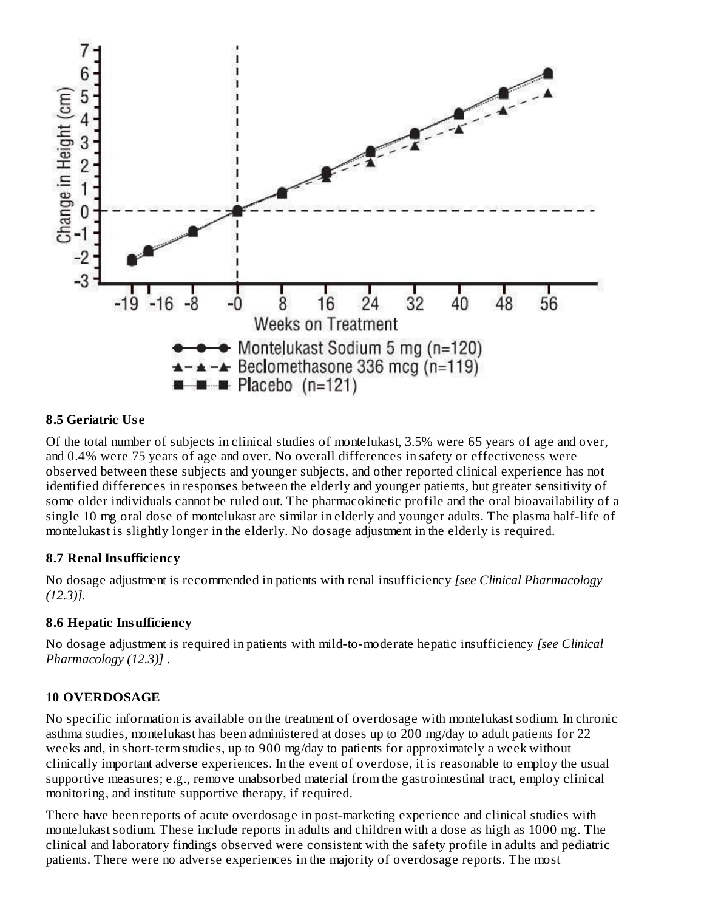## 8.5 Geriatric Use

Of the total number of subjects in clinical studies of montelukast, 3.5% were 65 years of age and over, and 0.4% were 75 years of age and over. No overall differences in safety or effectiveness were observed between these subjects and younger subjects, and other reported clinical experience has not identified differences in responses between the elderly and younger patients, but greater sensitivity of some older individuals cannot be ruled out. The pharmacokinetic profile and the oral bioavailability of a single 10 mg oral dose of montelukast are similar in elderly and younger adults. The plasma half-life of montelukast is slightly longer in the elderly. No dosage adjustment in the elderly is required.

## 8.7 Renal Insufficiency

No dosage adjustment is recommended in patients with renal insufficiency *[see Clinical Pharmacology (12.3)]*.

## 8.6 Hepatic Insufficiency

No dosage adjustment is required in patients with mild-to-moderate hepatic insufficiency *[see Clinical Pharmacology (12.3)]* .

# 10 OVERDOSAGE

No specific information is available on the treatment of overdosage with montelukast sodium. In chronic asthma studies, montelukast has been administered at doses up to 200 mg/day to adult patients for 22 weeks and, in short-term studies, up to 900 mg/day to patients for approximately a week without clinically important adverse experiences. In the event of overdose, it is reasonable to employ the usual supportive measures; e.g., remove unabsorbed material from the gastrointestinal tract, employ clinical monitoring, and institute supportive therapy, if required.

There have been reports of acute overdosage in post-marketing experience and clinical studies with montelukast sodium. These include reports in adults and children with a dose as high as 1000 mg. The clinical and laboratory findings observed were consistent with the safety profile in adults and pediatric patients. There were no adverse experiences in the majority of overdosage reports. The most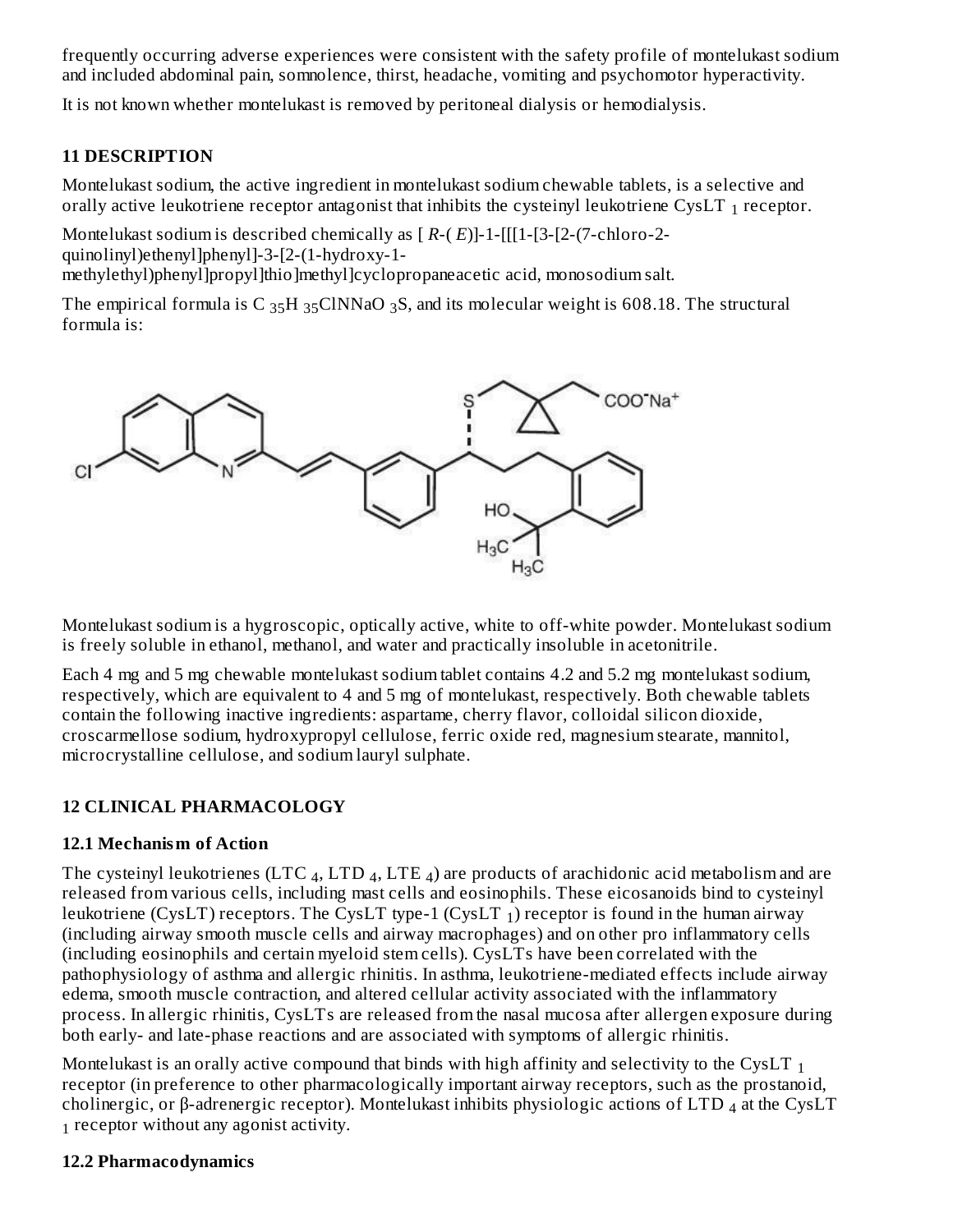frequently occurring adverse experiences were consistent with the safety profile of montelukast sodium and included abdominal pain, somnolence, thirst, headache, vomiting and psychomotor hyperactivity.

It is not known whether montelukast is removed by peritoneal dialysis or hemodialysis.

## 11 DESCRIPTION

Montelukast sodium, the active ingredient in montelukast sodium chewable tablets, is a selective and orally active leukotriene receptor antagonist that inhibits the cysteinyl leukotriene $CysLT_1$ receptor.

Montelukast sodium is described chemically as [ *R*-( *E*)]-1-[[[1-[3-[2-(7-chloro-2-quinolinyl)ethenyl]phenyl]-3-[2-(1-hydroxy-1-methylethyl)phenyl]propyl]thio]methyl]cyclopropaneacetic acid, monosodium salt.

The empirical formula is $C_{35}H_{35}ClNNaO_3S$, and its molecular weight is 608.18. The structural formula is:

Montelukast sodium is a hygroscopic, optically active, white to off-white powder. Montelukast sodium is freely soluble in ethanol, methanol, and water and practically insoluble in acetonitrile.

Each 4 mg and 5 mg chewable montelukast sodium tablet contains 4.2 and 5.2 mg montelukast sodium, respectively, which are equivalent to 4 and 5 mg of montelukast, respectively. Both chewable tablets contain the following inactive ingredients: aspartame, cherry flavor, colloidal silicon dioxide, croscarmellose sodium, hydroxypropyl cellulose, ferric oxide red, magnesium stearate, mannitol, microcrystalline cellulose, and sodium lauryl sulphate.

## 12 CLINICAL PHARMACOLOGY

### 12.1 Mechanism of Action

The cysteinyl leukotrienes ($LTC_4$, $LTD_4$, $LTE_4$) are products of arachidonic acid metabolism and are released from various cells, including mast cells and eosinophils. These eicosanoids bind to cysteinyl leukotriene (CysLT) receptors. The CysLT type-1 ($CysLT_1$) receptor is found in the human airway (including airway smooth muscle cells and airway macrophages) and on other pro inflammatory cells (including eosinophils and certain myeloid stem cells). CysLTs have been correlated with the pathophysiology of asthma and allergic rhinitis. In asthma, leukotriene-mediated effects include airway edema, smooth muscle contraction, and altered cellular activity associated with the inflammatory process. In allergic rhinitis, CysLTs are released from the nasal mucosa after allergen exposure during both early- and late-phase reactions and are associated with symptoms of allergic rhinitis.

Montelukast is an orally active compound that binds with high affinity and selectivity to the $CysLT_1$ receptor (in preference to other pharmacologically important airway receptors, such as the prostanoid, cholinergic, or β-adrenergic receptor). Montelukast inhibits physiologic actions of $LTD_4$ at the $CysLT_1$ receptor without any agonist activity.

### 12.2 Pharmacodynamics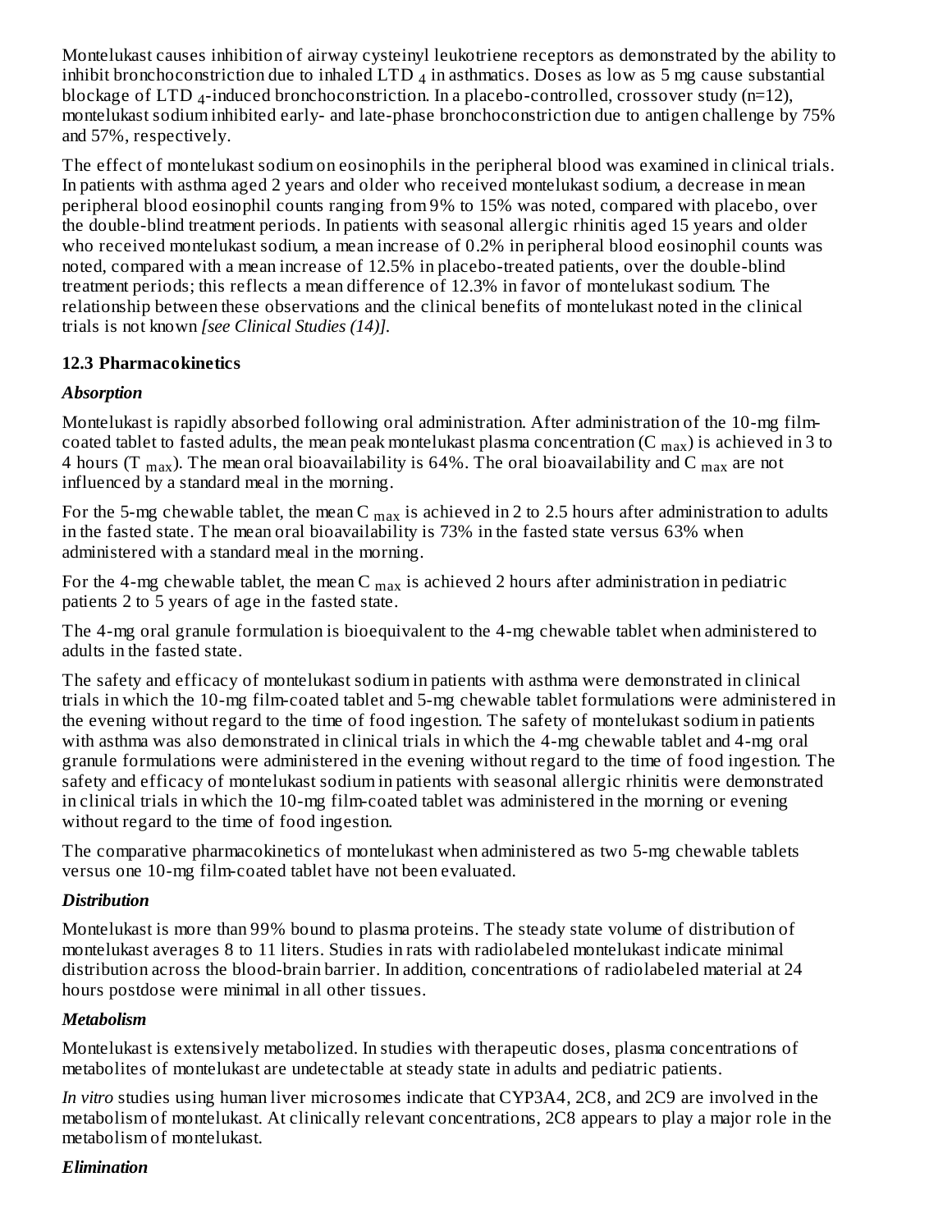Montelukast causes inhibition of airway cysteinyl leukotriene receptors as demonstrated by the ability to inhibit bronchoconstriction due to inhaled $LTD_4$ in asthmatics. Doses as low as 5 mg cause substantial blockage of $LTD_4$-induced bronchoconstriction. In a placebo-controlled, crossover study (n=12), montelukast sodium inhibited early- and late-phase bronchoconstriction due to antigen challenge by 75% and 57%, respectively.

The effect of montelukast sodium on eosinophils in the peripheral blood was examined in clinical trials. In patients with asthma aged 2 years and older who received montelukast sodium, a decrease in mean peripheral blood eosinophil counts ranging from 9% to 15% was noted, compared with placebo, over the double-blind treatment periods. In patients with seasonal allergic rhinitis aged 15 years and older who received montelukast sodium, a mean increase of 0.2% in peripheral blood eosinophil counts was noted, compared with a mean increase of 12.5% in placebo-treated patients, over the double-blind treatment periods; this reflects a mean difference of 12.3% in favor of montelukast sodium. The relationship between these observations and the clinical benefits of montelukast noted in the clinical trials is not known *[see Clinical Studies (14)]*.

### 12.3 Pharmacokinetics

***Absorption***

Montelukast is rapidly absorbed following oral administration. After administration of the 10-mg film-coated tablet to fasted adults, the mean peak montelukast plasma concentration ($C_{max}$) is achieved in 3 to 4 hours ($T_{max}$). The mean oral bioavailability is 64%. The oral bioavailability and $C_{max}$ are not influenced by a standard meal in the morning.

For the 5-mg chewable tablet, the mean $C_{max}$ is achieved in 2 to 2.5 hours after administration to adults in the fasted state. The mean oral bioavailability is 73% in the fasted state versus 63% when administered with a standard meal in the morning.

For the 4-mg chewable tablet, the mean $C_{max}$ is achieved 2 hours after administration in pediatric patients 2 to 5 years of age in the fasted state.

The 4-mg oral granule formulation is bioequivalent to the 4-mg chewable tablet when administered to adults in the fasted state.

The safety and efficacy of montelukast sodium in patients with asthma were demonstrated in clinical trials in which the 10-mg film-coated tablet and 5-mg chewable tablet formulations were administered in the evening without regard to the time of food ingestion. The safety of montelukast sodium in patients with asthma was also demonstrated in clinical trials in which the 4-mg chewable tablet and 4-mg oral granule formulations were administered in the evening without regard to the time of food ingestion. The safety and efficacy of montelukast sodium in patients with seasonal allergic rhinitis were demonstrated in clinical trials in which the 10-mg film-coated tablet was administered in the morning or evening without regard to the time of food ingestion.

The comparative pharmacokinetics of montelukast when administered as two 5-mg chewable tablets versus one 10-mg film-coated tablet have not been evaluated.

***Distribution***

Montelukast is more than 99% bound to plasma proteins. The steady state volume of distribution of montelukast averages 8 to 11 liters. Studies in rats with radiolabeled montelukast indicate minimal distribution across the blood-brain barrier. In addition, concentrations of radiolabeled material at 24 hours postdose were minimal in all other tissues.

***Metabolism***

Montelukast is extensively metabolized. In studies with therapeutic doses, plasma concentrations of metabolites of montelukast are undetectable at steady state in adults and pediatric patients.

*In vitro* studies using human liver microsomes indicate that CYP3A4, 2C8, and 2C9 are involved in the metabolism of montelukast. At clinically relevant concentrations, 2C8 appears to play a major role in the metabolism of montelukast.

***Elimination***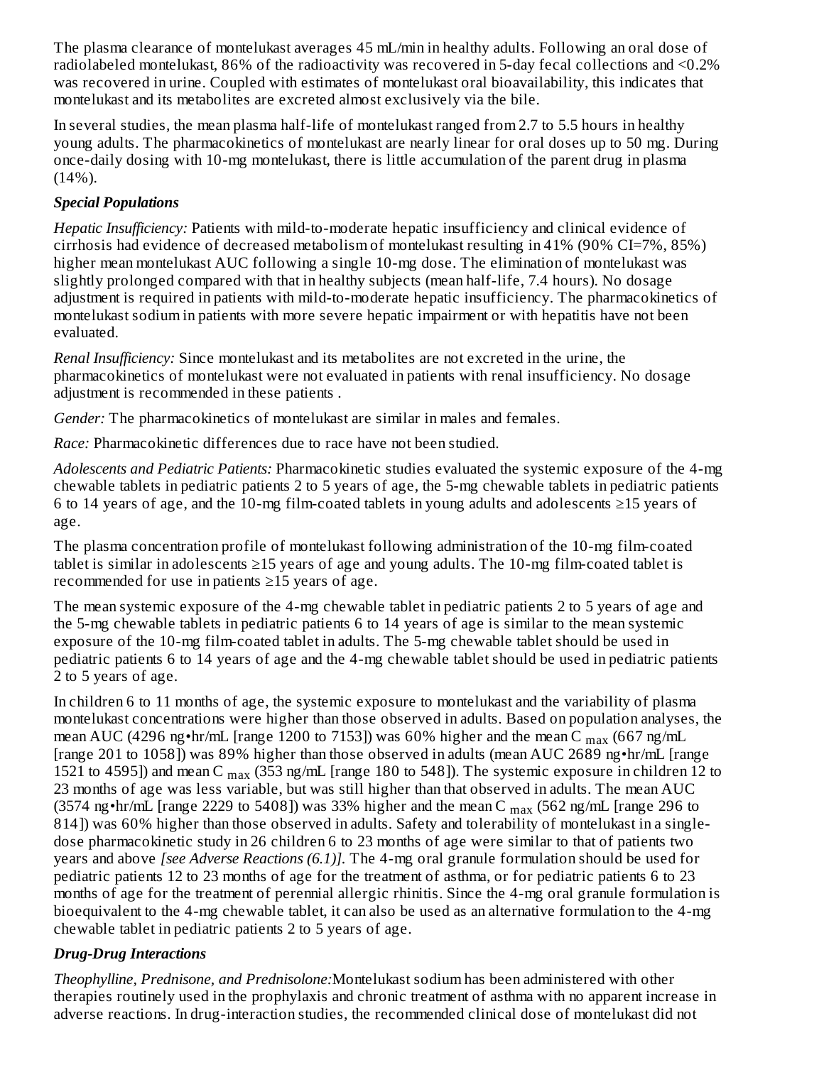The plasma clearance of montelukast averages 45 mL/min in healthy adults. Following an oral dose of radiolabeled montelukast, 86% of the radioactivity was recovered in 5-day fecal collections and <0.2% was recovered in urine. Coupled with estimates of montelukast oral bioavailability, this indicates that montelukast and its metabolites are excreted almost exclusively via the bile.

In several studies, the mean plasma half-life of montelukast ranged from 2.7 to 5.5 hours in healthy young adults. The pharmacokinetics of montelukast are nearly linear for oral doses up to 50 mg. During once-daily dosing with 10-mg montelukast, there is little accumulation of the parent drug in plasma (14%).

***Special Populations***

*Hepatic Insufficiency:* Patients with mild-to-moderate hepatic insufficiency and clinical evidence of cirrhosis had evidence of decreased metabolism of montelukast resulting in 41% (90% CI=7%, 85%) higher mean montelukast AUC following a single 10-mg dose. The elimination of montelukast was slightly prolonged compared with that in healthy subjects (mean half-life, 7.4 hours). No dosage adjustment is required in patients with mild-to-moderate hepatic insufficiency. The pharmacokinetics of montelukast sodium in patients with more severe hepatic impairment or with hepatitis have not been evaluated.

*Renal Insufficiency:* Since montelukast and its metabolites are not excreted in the urine, the pharmacokinetics of montelukast were not evaluated in patients with renal insufficiency. No dosage adjustment is recommended in these patients .

*Gender:* The pharmacokinetics of montelukast are similar in males and females.

*Race:* Pharmacokinetic differences due to race have not been studied.

*Adolescents and Pediatric Patients:* Pharmacokinetic studies evaluated the systemic exposure of the 4-mg chewable tablets in pediatric patients 2 to 5 years of age, the 5-mg chewable tablets in pediatric patients 6 to 14 years of age, and the 10-mg film-coated tablets in young adults and adolescents ≥15 years of age.

The plasma concentration profile of montelukast following administration of the 10-mg film-coated tablet is similar in adolescents ≥15 years of age and young adults. The 10-mg film-coated tablet is recommended for use in patients ≥15 years of age.

The mean systemic exposure of the 4-mg chewable tablet in pediatric patients 2 to 5 years of age and the 5-mg chewable tablets in pediatric patients 6 to 14 years of age is similar to the mean systemic exposure of the 10-mg film-coated tablet in adults. The 5-mg chewable tablet should be used in pediatric patients 6 to 14 years of age and the 4-mg chewable tablet should be used in pediatric patients 2 to 5 years of age.

In children 6 to 11 months of age, the systemic exposure to montelukast and the variability of plasma montelukast concentrations were higher than those observed in adults. Based on population analyses, the mean AUC (4296 ng•hr/mL [range 1200 to 7153]) was 60% higher and the mean $C_{max}$ (667 ng/mL [range 201 to 1058]) was 89% higher than those observed in adults (mean AUC 2689 ng•hr/mL [range 1521 to 4595]) and mean $C_{max}$ (353 ng/mL [range 180 to 548]). The systemic exposure in children 12 to 23 months of age was less variable, but was still higher than that observed in adults. The mean AUC (3574 ng•hr/mL [range 2229 to 5408]) was 33% higher and the mean $C_{max}$ (562 ng/mL [range 296 to 814]) was 60% higher than those observed in adults. Safety and tolerability of montelukast in a single-dose pharmacokinetic study in 26 children 6 to 23 months of age were similar to that of patients two years and above *[see Adverse Reactions (6.1)]*. The 4-mg oral granule formulation should be used for pediatric patients 12 to 23 months of age for the treatment of asthma, or for pediatric patients 6 to 23 months of age for the treatment of perennial allergic rhinitis. Since the 4-mg oral granule formulation is bioequivalent to the 4-mg chewable tablet, it can also be used as an alternative formulation to the 4-mg chewable tablet in pediatric patients 2 to 5 years of age.

***Drug-Drug Interactions***

*Theophylline, Prednisone, and Prednisolone:* Montelukast sodium has been administered with other therapies routinely used in the prophylaxis and chronic treatment of asthma with no apparent increase in adverse reactions. In drug-interaction studies, the recommended clinical dose of montelukast did not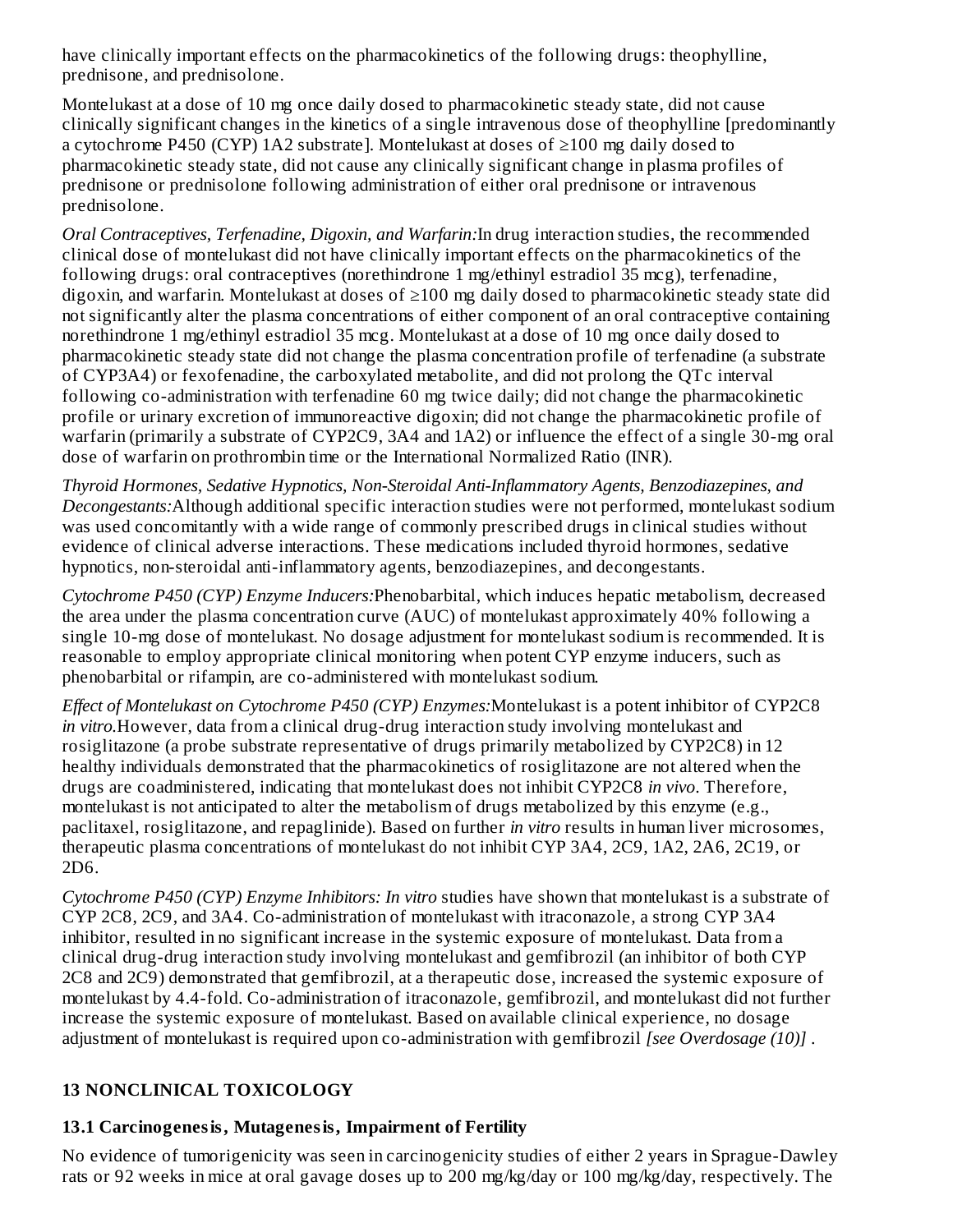have clinically important effects on the pharmacokinetics of the following drugs: theophylline, prednisone, and prednisolone.

Montelukast at a dose of 10 mg once daily dosed to pharmacokinetic steady state, did not cause clinically significant changes in the kinetics of a single intravenous dose of theophylline [predominantly a cytochrome P450 (CYP) 1A2 substrate]. Montelukast at doses of ≥100 mg daily dosed to pharmacokinetic steady state, did not cause any clinically significant change in plasma profiles of prednisone or prednisolone following administration of either oral prednisone or intravenous prednisolone.

*Oral Contraceptives, Terfenadine, Digoxin, and Warfarin:*In drug interaction studies, the recommended clinical dose of montelukast did not have clinically important effects on the pharmacokinetics of the following drugs: oral contraceptives (norethindrone 1 mg/ethinyl estradiol 35 mcg), terfenadine, digoxin, and warfarin. Montelukast at doses of ≥100 mg daily dosed to pharmacokinetic steady state did not significantly alter the plasma concentrations of either component of an oral contraceptive containing norethindrone 1 mg/ethinyl estradiol 35 mcg. Montelukast at a dose of 10 mg once daily dosed to pharmacokinetic steady state did not change the plasma concentration profile of terfenadine (a substrate of CYP3A4) or fexofenadine, the carboxylated metabolite, and did not prolong the QTc interval following co-administration with terfenadine 60 mg twice daily; did not change the pharmacokinetic profile or urinary excretion of immunoreactive digoxin; did not change the pharmacokinetic profile of warfarin (primarily a substrate of CYP2C9, 3A4 and 1A2) or influence the effect of a single 30-mg oral dose of warfarin on prothrombin time or the International Normalized Ratio (INR).

*Thyroid Hormones, Sedative Hypnotics, Non-Steroidal Anti-Inflammatory Agents, Benzodiazepines, and Decongestants:*Although additional specific interaction studies were not performed, montelukast sodium was used concomitantly with a wide range of commonly prescribed drugs in clinical studies without evidence of clinical adverse interactions. These medications included thyroid hormones, sedative hypnotics, non-steroidal anti-inflammatory agents, benzodiazepines, and decongestants.

*Cytochrome P450 (CYP) Enzyme Inducers:*Phenobarbital, which induces hepatic metabolism, decreased the area under the plasma concentration curve (AUC) of montelukast approximately 40% following a single 10-mg dose of montelukast. No dosage adjustment for montelukast sodium is recommended. It is reasonable to employ appropriate clinical monitoring when potent CYP enzyme inducers, such as phenobarbital or rifampin, are co-administered with montelukast sodium.

*Effect of Montelukast on Cytochrome P450 (CYP) Enzymes:*Montelukast is a potent inhibitor of CYP2C8 *in vitro*.However, data from a clinical drug-drug interaction study involving montelukast and rosiglitazone (a probe substrate representative of drugs primarily metabolized by CYP2C8) in 12 healthy individuals demonstrated that the pharmacokinetics of rosiglitazone are not altered when the drugs are coadministered, indicating that montelukast does not inhibit CYP2C8 *in vivo*. Therefore, montelukast is not anticipated to alter the metabolism of drugs metabolized by this enzyme (e.g., paclitaxel, rosiglitazone, and repaglinide). Based on further *in vitro* results in human liver microsomes, therapeutic plasma concentrations of montelukast do not inhibit CYP 3A4, 2C9, 1A2, 2A6, 2C19, or 2D6.

*Cytochrome P450 (CYP) Enzyme Inhibitors: In vitro* studies have shown that montelukast is a substrate of CYP 2C8, 2C9, and 3A4. Co-administration of montelukast with itraconazole, a strong CYP 3A4 inhibitor, resulted in no significant increase in the systemic exposure of montelukast. Data from a clinical drug-drug interaction study involving montelukast and gemfibrozil (an inhibitor of both CYP 2C8 and 2C9) demonstrated that gemfibrozil, at a therapeutic dose, increased the systemic exposure of montelukast by 4.4-fold. Co-administration of itraconazole, gemfibrozil, and montelukast did not further increase the systemic exposure of montelukast. Based on available clinical experience, no dosage adjustment of montelukast is required upon co-administration with gemfibrozil *[see Overdosage (10)]* .

## 13 NONCLINICAL TOXICOLOGY

### 13.1 Carcinogenesis, Mutagenesis, Impairment of Fertility

No evidence of tumorigenicity was seen in carcinogenicity studies of either 2 years in Sprague-Dawley rats or 92 weeks in mice at oral gavage doses up to 200 mg/kg/day or 100 mg/kg/day, respectively. The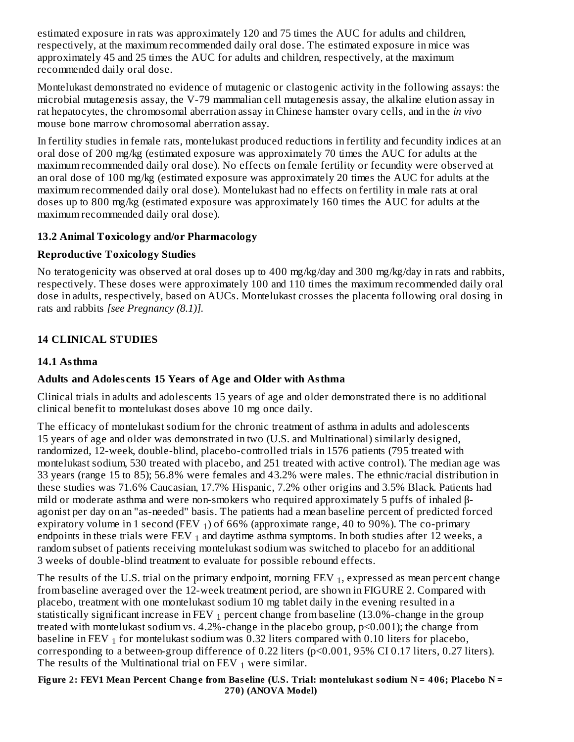estimated exposure in rats was approximately 120 and 75 times the AUC for adults and children, respectively, at the maximum recommended daily oral dose. The estimated exposure in mice was approximately 45 and 25 times the AUC for adults and children, respectively, at the maximum recommended daily oral dose.

Montelukast demonstrated no evidence of mutagenic or clastogenic activity in the following assays: the microbial mutagenesis assay, the V-79 mammalian cell mutagenesis assay, the alkaline elution assay in rat hepatocytes, the chromosomal aberration assay in Chinese hamster ovary cells, and in the *in vivo* mouse bone marrow chromosomal aberration assay.

In fertility studies in female rats, montelukast produced reductions in fertility and fecundity indices at an oral dose of 200 mg/kg (estimated exposure was approximately 70 times the AUC for adults at the maximum recommended daily oral dose). No effects on female fertility or fecundity were observed at an oral dose of 100 mg/kg (estimated exposure was approximately 20 times the AUC for adults at the maximum recommended daily oral dose). Montelukast had no effects on fertility in male rats at oral doses up to 800 mg/kg (estimated exposure was approximately 160 times the AUC for adults at the maximum recommended daily oral dose).

### 13.2 Animal Toxicology and/or Pharmacology

**Reproductive Toxicology Studies**

No teratogenicity was observed at oral doses up to 400 mg/kg/day and 300 mg/kg/day in rats and rabbits, respectively. These doses were approximately 100 and 110 times the maximum recommended daily oral dose in adults, respectively, based on AUCs. Montelukast crosses the placenta following oral dosing in rats and rabbits *[see Pregnancy (8.1)].*

## 14 CLINICAL STUDIES

### 14.1 Asthma

**Adults and Adolescents 15 Years of Age and Older with Asthma**

Clinical trials in adults and adolescents 15 years of age and older demonstrated there is no additional clinical benefit to montelukast doses above 10 mg once daily.

The efficacy of montelukast sodium for the chronic treatment of asthma in adults and adolescents 15 years of age and older was demonstrated in two (U.S. and Multinational) similarly designed, randomized, 12-week, double-blind, placebo-controlled trials in 1576 patients (795 treated with montelukast sodium, 530 treated with placebo, and 251 treated with active control). The median age was 33 years (range 15 to 85); 56.8% were females and 43.2% were males. The ethnic/racial distribution in these studies was 71.6% Caucasian, 17.7% Hispanic, 7.2% other origins and 3.5% Black. Patients had mild or moderate asthma and were non-smokers who required approximately 5 puffs of inhaled β-agonist per day on an "as-needed" basis. The patients had a mean baseline percent of predicted forced expiratory volume in 1 second ($FEV_1$) of 66% (approximate range, 40 to 90%). The co-primary endpoints in these trials were $FEV_1$ and daytime asthma symptoms. In both studies after 12 weeks, a random subset of patients receiving montelukast sodium was switched to placebo for an additional 3 weeks of double-blind treatment to evaluate for possible rebound effects.

The results of the U.S. trial on the primary endpoint, morning $FEV_1$, expressed as mean percent change from baseline averaged over the 12-week treatment period, are shown in FIGURE 2. Compared with placebo, treatment with one montelukast sodium 10 mg tablet daily in the evening resulted in a statistically significant increase in $FEV_1$ percent change from baseline (13.0%-change in the group treated with montelukast sodium vs. 4.2%-change in the placebo group, $p<0.001$); the change from baseline in $FEV_1$ for montelukast sodium was 0.32 liters compared with 0.10 liters for placebo, corresponding to a between-group difference of 0.22 liters ($p<0.001$, 95% CI 0.17 liters, 0.27 liters). The results of the Multinational trial on $FEV_1$ were similar.

**Figure 2: FEV1 Mean Percent Change from Baseline (U.S. Trial: montelukast sodium N = 406; Placebo N = 270) (ANOVA Model)**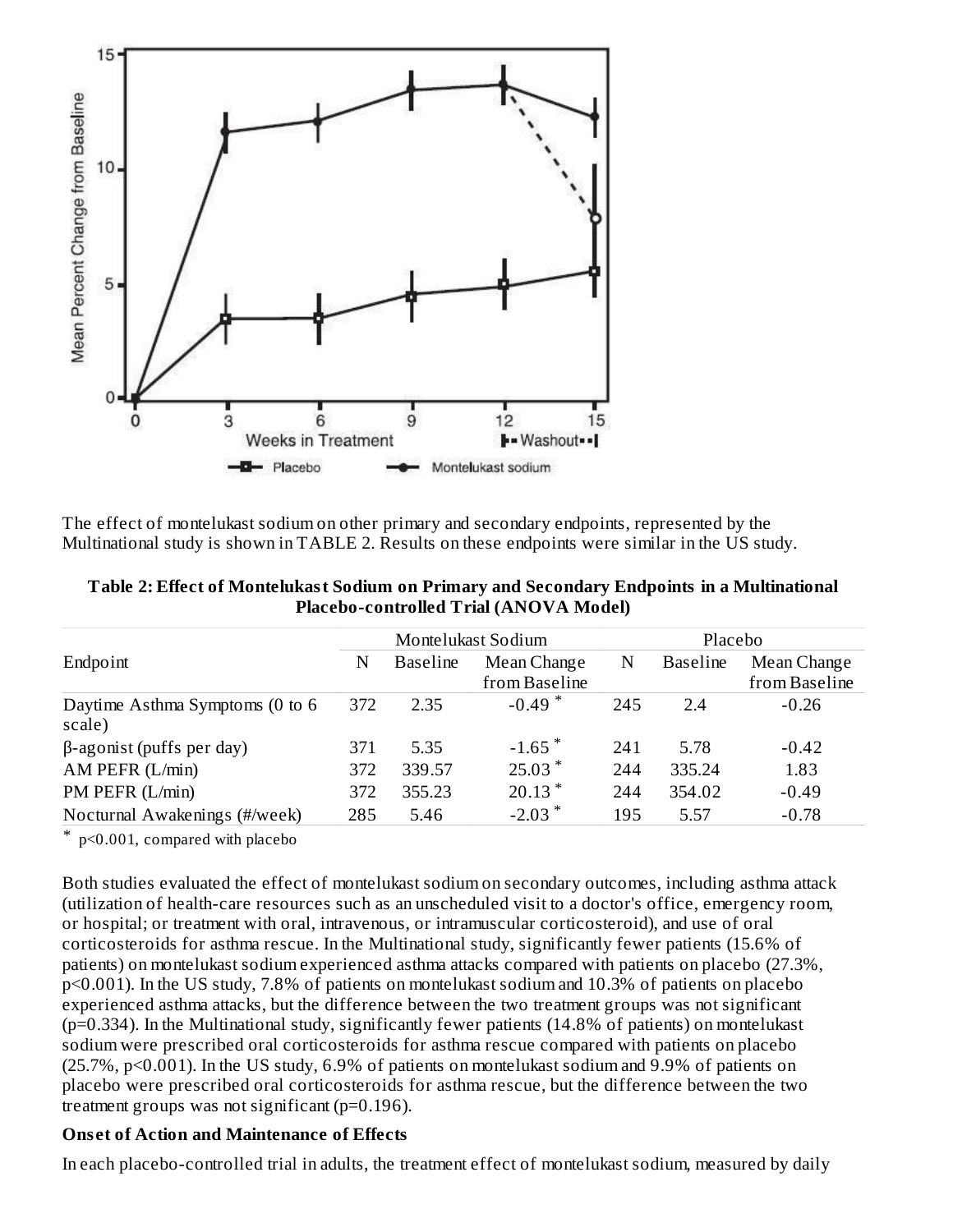The effect of montelukast sodium on other primary and secondary endpoints, represented by the Multinational study is shown in TABLE 2. Results on these endpoints were similar in the US study.

**Table 2: Effect of Montelukast Sodium on Primary and Secondary Endpoints in a Multinational Placebo-controlled Trial (ANOVA Model)**

| | Montelukast Sodium | | | Placebo | | |
|---|---|---|---|---|---|---|
| Endpoint | N | Baseline | Mean Change from Baseline | N | Baseline | Mean Change from Baseline |
| Daytime Asthma Symptoms (0 to 6 scale) | 372 | 2.35 | -0.49 * | 245 | 2.4 | -0.26 |
| β-agonist (puffs per day) | 371 | 5.35 | -1.65 * | 241 | 5.78 | -0.42 |
| AM PEFR (L/min) | 372 | 339.57 | 25.03 * | 244 | 335.24 | 1.83 |
| PM PEFR (L/min) | 372 | 355.23 | 20.13 * | 244 | 354.02 | -0.49 |
| Nocturnal Awakenings (#/week) | 285 | 5.46 | -2.03 * | 195 | 5.57 | -0.78 |

\* $p<0.001$, compared with placebo

Both studies evaluated the effect of montelukast sodium on secondary outcomes, including asthma attack (utilization of health-care resources such as an unscheduled visit to a doctor's office, emergency room, or hospital; or treatment with oral, intravenous, or intramuscular corticosteroid), and use of oral corticosteroids for asthma rescue. In the Multinational study, significantly fewer patients (15.6% of patients) on montelukast sodium experienced asthma attacks compared with patients on placebo (27.3%, $p<0.001$). In the US study, 7.8% of patients on montelukast sodium and 10.3% of patients on placebo experienced asthma attacks, but the difference between the two treatment groups was not significant ($p=0.334$). In the Multinational study, significantly fewer patients (14.8% of patients) on montelukast sodium were prescribed oral corticosteroids for asthma rescue compared with patients on placebo (25.7%, $p<0.001$). In the US study, 6.9% of patients on montelukast sodium and 9.9% of patients on placebo were prescribed oral corticosteroids for asthma rescue, but the difference between the two treatment groups was not significant ($p=0.196$).

**Onset of Action and Maintenance of Effects**

In each placebo-controlled trial in adults, the treatment effect of montelukast sodium, measured by daily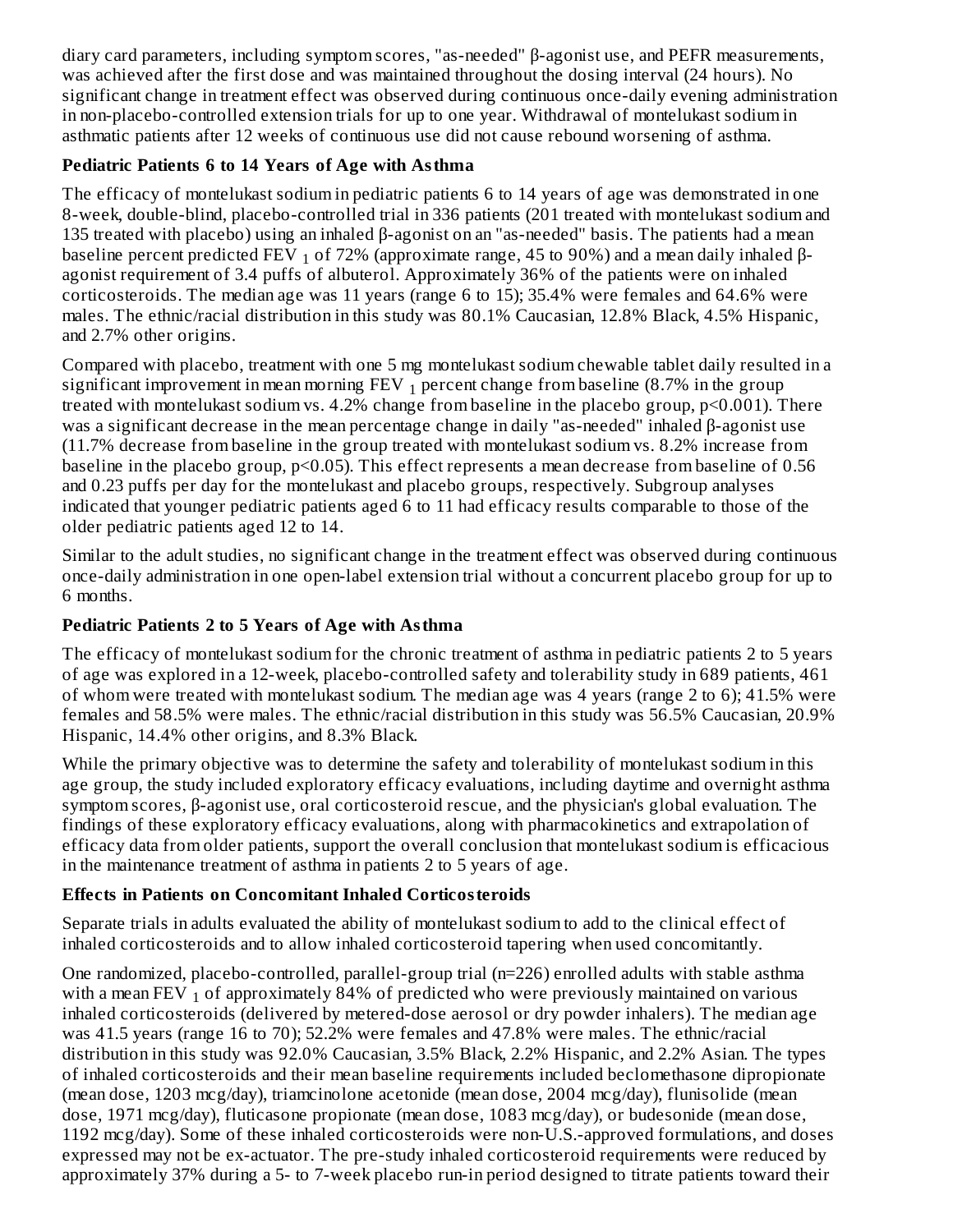diary card parameters, including symptom scores, "as-needed" β-agonist use, and PEFR measurements, was achieved after the first dose and was maintained throughout the dosing interval (24 hours). No significant change in treatment effect was observed during continuous once-daily evening administration in non-placebo-controlled extension trials for up to one year. Withdrawal of montelukast sodium in asthmatic patients after 12 weeks of continuous use did not cause rebound worsening of asthma.

**Pediatric Patients 6 to 14 Years of Age with Asthma**

The efficacy of montelukast sodium in pediatric patients 6 to 14 years of age was demonstrated in one 8-week, double-blind, placebo-controlled trial in 336 patients (201 treated with montelukast sodium and 135 treated with placebo) using an inhaled β-agonist on an "as-needed" basis. The patients had a mean baseline percent predicted $FEV_1$ of 72% (approximate range, 45 to 90%) and a mean daily inhaled β-agonist requirement of 3.4 puffs of albuterol. Approximately 36% of the patients were on inhaled corticosteroids. The median age was 11 years (range 6 to 15); 35.4% were females and 64.6% were males. The ethnic/racial distribution in this study was 80.1% Caucasian, 12.8% Black, 4.5% Hispanic, and 2.7% other origins.

Compared with placebo, treatment with one 5 mg montelukast sodium chewable tablet daily resulted in a significant improvement in mean morning $FEV_1$ percent change from baseline (8.7% in the group treated with montelukast sodium vs. 4.2% change from baseline in the placebo group, $p<0.001$). There was a significant decrease in the mean percentage change in daily "as-needed" inhaled β-agonist use (11.7% decrease from baseline in the group treated with montelukast sodium vs. 8.2% increase from baseline in the placebo group, $p<0.05$). This effect represents a mean decrease from baseline of 0.56 and 0.23 puffs per day for the montelukast and placebo groups, respectively. Subgroup analyses indicated that younger pediatric patients aged 6 to 11 had efficacy results comparable to those of the older pediatric patients aged 12 to 14.

Similar to the adult studies, no significant change in the treatment effect was observed during continuous once-daily administration in one open-label extension trial without a concurrent placebo group for up to 6 months.

**Pediatric Patients 2 to 5 Years of Age with Asthma**

The efficacy of montelukast sodium for the chronic treatment of asthma in pediatric patients 2 to 5 years of age was explored in a 12-week, placebo-controlled safety and tolerability study in 689 patients, 461 of whom were treated with montelukast sodium. The median age was 4 years (range 2 to 6); 41.5% were females and 58.5% were males. The ethnic/racial distribution in this study was 56.5% Caucasian, 20.9% Hispanic, 14.4% other origins, and 8.3% Black.

While the primary objective was to determine the safety and tolerability of montelukast sodium in this age group, the study included exploratory efficacy evaluations, including daytime and overnight asthma symptom scores, β-agonist use, oral corticosteroid rescue, and the physician's global evaluation. The findings of these exploratory efficacy evaluations, along with pharmacokinetics and extrapolation of efficacy data from older patients, support the overall conclusion that montelukast sodium is efficacious in the maintenance treatment of asthma in patients 2 to 5 years of age.

**Effects in Patients on Concomitant Inhaled Corticosteroids**

Separate trials in adults evaluated the ability of montelukast sodium to add to the clinical effect of inhaled corticosteroids and to allow inhaled corticosteroid tapering when used concomitantly.

One randomized, placebo-controlled, parallel-group trial (n=226) enrolled adults with stable asthma with a mean $FEV_1$ of approximately 84% of predicted who were previously maintained on various inhaled corticosteroids (delivered by metered-dose aerosol or dry powder inhalers). The median age was 41.5 years (range 16 to 70); 52.2% were females and 47.8% were males. The ethnic/racial distribution in this study was 92.0% Caucasian, 3.5% Black, 2.2% Hispanic, and 2.2% Asian. The types of inhaled corticosteroids and their mean baseline requirements included beclomethasone dipropionate (mean dose, 1203 mcg/day), triamcinolone acetonide (mean dose, 2004 mcg/day), flunisolide (mean dose, 1971 mcg/day), fluticasone propionate (mean dose, 1083 mcg/day), or budesonide (mean dose, 1192 mcg/day). Some of these inhaled corticosteroids were non-U.S.-approved formulations, and doses expressed may not be ex-actuator. The pre-study inhaled corticosteroid requirements were reduced by approximately 37% during a 5- to 7-week placebo run-in period designed to titrate patients toward their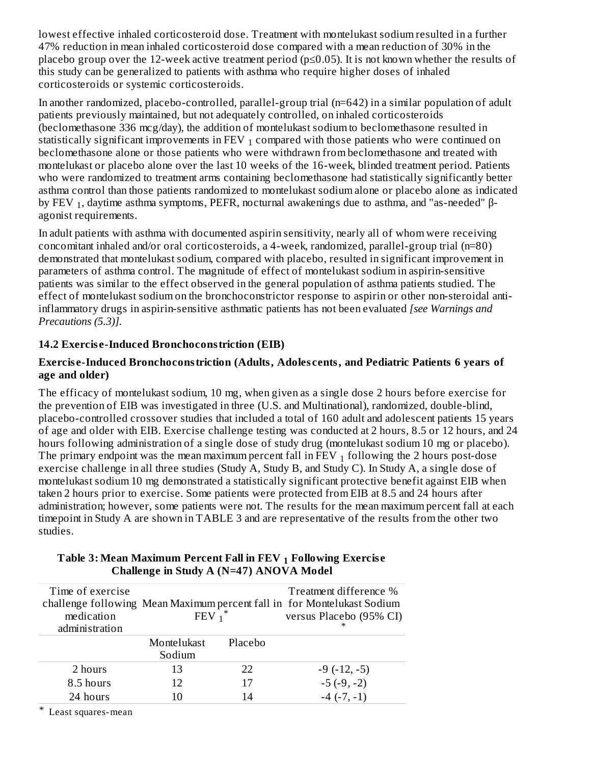lowest effective inhaled corticosteroid dose. Treatment with montelukast sodium resulted in a further 47% reduction in mean inhaled corticosteroid dose compared with a mean reduction of 30% in the placebo group over the 12-week active treatment period ($p \leq 0.05$). It is not known whether the results of this study can be generalized to patients with asthma who require higher doses of inhaled corticosteroids or systemic corticosteroids.

In another randomized, placebo-controlled, parallel-group trial (n=642) in a similar population of adult patients previously maintained, but not adequately controlled, on inhaled corticosteroids (beclomethasone 336 mcg/day), the addition of montelukast sodium to beclomethasone resulted in statistically significant improvements in $FEV_1$ compared with those patients who were continued on beclomethasone alone or those patients who were withdrawn from beclomethasone and treated with montelukast or placebo alone over the last 10 weeks of the 16-week, blinded treatment period. Patients who were randomized to treatment arms containing beclomethasone had statistically significantly better asthma control than those patients randomized to montelukast sodium alone or placebo alone as indicated by $FEV_1$, daytime asthma symptoms, PEFR, nocturnal awakenings due to asthma, and "as-needed" β-agonist requirements.

In adult patients with asthma with documented aspirin sensitivity, nearly all of whom were receiving concomitant inhaled and/or oral corticosteroids, a 4-week, randomized, parallel-group trial (n=80) demonstrated that montelukast sodium, compared with placebo, resulted in significant improvement in parameters of asthma control. The magnitude of effect of montelukast sodium in aspirin-sensitive patients was similar to the effect observed in the general population of asthma patients studied. The effect of montelukast sodium on the bronchoconstrictor response to aspirin or other non-steroidal anti-inflammatory drugs in aspirin-sensitive asthmatic patients has not been evaluated *[see Warnings and Precautions (5.3)].*

### 14.2 Exercise-Induced Bronchoconstriction (EIB)

**Exercise-Induced Bronchoconstriction (Adults, Adolescents, and Pediatric Patients 6 years of age and older)**

The efficacy of montelukast sodium, 10 mg, when given as a single dose 2 hours before exercise for the prevention of EIB was investigated in three (U.S. and Multinational), randomized, double-blind, placebo-controlled crossover studies that included a total of 160 adult and adolescent patients 15 years of age and older with EIB. Exercise challenge testing was conducted at 2 hours, 8.5 or 12 hours, and 24 hours following administration of a single dose of study drug (montelukast sodium 10 mg or placebo). The primary endpoint was the mean maximum percent fall in $FEV_1$ following the 2 hours post-dose exercise challenge in all three studies (Study A, Study B, and Study C). In Study A, a single dose of montelukast sodium 10 mg demonstrated a statistically significant protective benefit against EIB when taken 2 hours prior to exercise. Some patients were protected from EIB at 8.5 and 24 hours after administration; however, some patients were not. The results for the mean maximum percent fall at each timepoint in Study A are shown in TABLE 3 and are representative of the results from the other two studies.

**Table 3: Mean Maximum Percent Fall in $FEV_1$ Following Exercise Challenge in Study A (N=47) ANOVA Model**

| Time of exercise challenge following medication administration | Mean Maximum percent fall in $FEV_1$* | | Treatment difference % for Montelukast Sodium versus Placebo (95% CI)* |
|---|---|---|---|
| | Montelukast Sodium | Placebo | |
| 2 hours | 13 | 22 | -9 (-12, -5) |
| 8.5 hours | 12 | 17 | -5 (-9, -2) |
| 24 hours | 10 | 14 | -4 (-7, -1) |

* Least squares-mean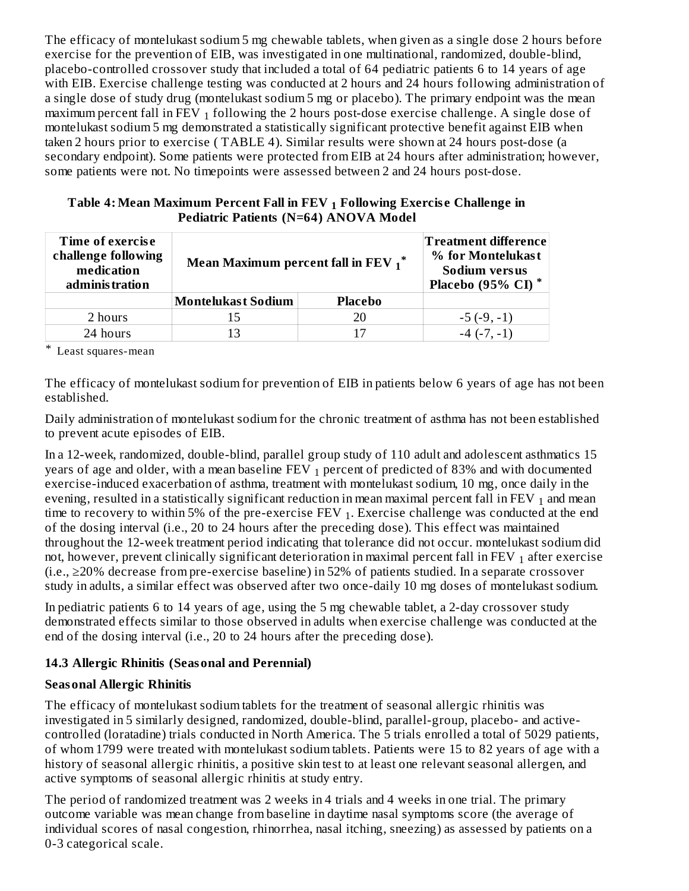The efficacy of montelukast sodium 5 mg chewable tablets, when given as a single dose 2 hours before exercise for the prevention of EIB, was investigated in one multinational, randomized, double-blind, placebo-controlled crossover study that included a total of 64 pediatric patients 6 to 14 years of age with EIB. Exercise challenge testing was conducted at 2 hours and 24 hours following administration of a single dose of study drug (montelukast sodium 5 mg or placebo). The primary endpoint was the mean maximum percent fall in $FEV_1$ following the 2 hours post-dose exercise challenge. A single dose of montelukast sodium 5 mg demonstrated a statistically significant protective benefit against EIB when taken 2 hours prior to exercise ( TABLE 4). Similar results were shown at 24 hours post-dose (a secondary endpoint). Some patients were protected from EIB at 24 hours after administration; however, some patients were not. No timepoints were assessed between 2 and 24 hours post-dose.

**Table 4: Mean Maximum Percent Fall in $FEV_1$ Following Exercise Challenge in Pediatric Patients (N=64) ANOVA Model**

| Time of exercise challenge following medication administration | Mean Maximum percent fall in $FEV_1$ * | | Treatment difference % for Montelukast Sodium versus Placebo (95% CI) * |
|---|---|---|---|
| | Montelukast Sodium | Placebo | |
| 2 hours | 15 | 20 | -5 (-9, -1) |
| 24 hours | 13 | 17 | -4 (-7, -1) |

\* Least squares-mean

The efficacy of montelukast sodium for prevention of EIB in patients below 6 years of age has not been established.

Daily administration of montelukast sodium for the chronic treatment of asthma has not been established to prevent acute episodes of EIB.

In a 12-week, randomized, double-blind, parallel group study of 110 adult and adolescent asthmatics 15 years of age and older, with a mean baseline $FEV_1$ percent of predicted of 83% and with documented exercise-induced exacerbation of asthma, treatment with montelukast sodium, 10 mg, once daily in the evening, resulted in a statistically significant reduction in mean maximal percent fall in $FEV_1$ and mean time to recovery to within 5% of the pre-exercise $FEV_1$. Exercise challenge was conducted at the end of the dosing interval (i.e., 20 to 24 hours after the preceding dose). This effect was maintained throughout the 12-week treatment period indicating that tolerance did not occur. montelukast sodium did not, however, prevent clinically significant deterioration in maximal percent fall in $FEV_1$ after exercise (i.e., ≥20% decrease from pre-exercise baseline) in 52% of patients studied. In a separate crossover study in adults, a similar effect was observed after two once-daily 10 mg doses of montelukast sodium.

In pediatric patients 6 to 14 years of age, using the 5 mg chewable tablet, a 2-day crossover study demonstrated effects similar to those observed in adults when exercise challenge was conducted at the end of the dosing interval (i.e., 20 to 24 hours after the preceding dose).

### 14.3 Allergic Rhinitis (Seasonal and Perennial)

**Seasonal Allergic Rhinitis**

The efficacy of montelukast sodium tablets for the treatment of seasonal allergic rhinitis was investigated in 5 similarly designed, randomized, double-blind, parallel-group, placebo- and active-controlled (loratadine) trials conducted in North America. The 5 trials enrolled a total of 5029 patients, of whom 1799 were treated with montelukast sodium tablets. Patients were 15 to 82 years of age with a history of seasonal allergic rhinitis, a positive skin test to at least one relevant seasonal allergen, and active symptoms of seasonal allergic rhinitis at study entry.

The period of randomized treatment was 2 weeks in 4 trials and 4 weeks in one trial. The primary outcome variable was mean change from baseline in daytime nasal symptoms score (the average of individual scores of nasal congestion, rhinorrhea, nasal itching, sneezing) as assessed by patients on a 0-3 categorical scale.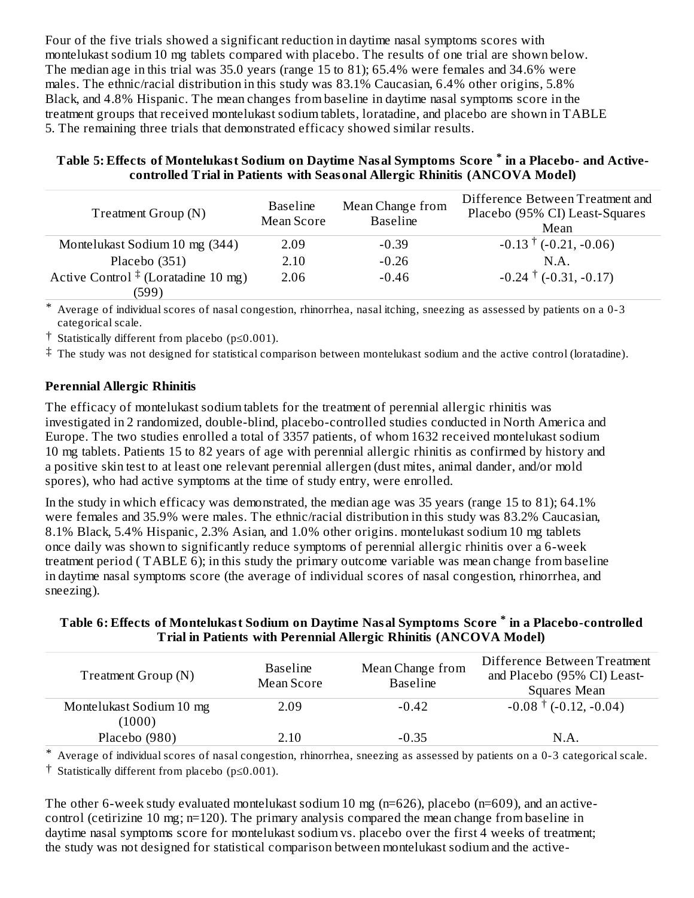Four of the five trials showed a significant reduction in daytime nasal symptoms scores with montelukast sodium 10 mg tablets compared with placebo. The results of one trial are shown below. The median age in this trial was 35.0 years (range 15 to 81); 65.4% were females and 34.6% were males. The ethnic/racial distribution in this study was 83.1% Caucasian, 6.4% other origins, 5.8% Black, and 4.8% Hispanic. The mean changes from baseline in daytime nasal symptoms score in the treatment groups that received montelukast sodium tablets, loratadine, and placebo are shown in TABLE 5. The remaining three trials that demonstrated efficacy showed similar results.

**Table 5: Effects of Montelukast Sodium on Daytime Nasal Symptoms Score * in a Placebo- and Active-controlled Trial in Patients with Seasonal Allergic Rhinitis (ANCOVA Model)**

| Treatment Group (N) | Baseline Mean Score | Mean Change from Baseline | Difference Between Treatment and Placebo (95% CI) Least-Squares Mean |
|---|---|---|---|
| Montelukast Sodium 10 mg (344) | 2.09 | -0.39 | -0.13 † (-0.21, -0.06) |
| Placebo (351) | 2.10 | -0.26 | N.A. |
| Active Control ‡ (Loratadine 10 mg) (599) | 2.06 | -0.46 | -0.24 † (-0.31, -0.17) |

\* Average of individual scores of nasal congestion, rhinorrhea, nasal itching, sneezing as assessed by patients on a 0-3 categorical scale.

† Statistically different from placebo (p≤0.001).

‡ The study was not designed for statistical comparison between montelukast sodium and the active control (loratadine).

**Perennial Allergic Rhinitis**

The efficacy of montelukast sodium tablets for the treatment of perennial allergic rhinitis was investigated in 2 randomized, double-blind, placebo-controlled studies conducted in North America and Europe. The two studies enrolled a total of 3357 patients, of whom 1632 received montelukast sodium 10 mg tablets. Patients 15 to 82 years of age with perennial allergic rhinitis as confirmed by history and a positive skin test to at least one relevant perennial allergen (dust mites, animal dander, and/or mold spores), who had active symptoms at the time of study entry, were enrolled.

In the study in which efficacy was demonstrated, the median age was 35 years (range 15 to 81); 64.1% were females and 35.9% were males. The ethnic/racial distribution in this study was 83.2% Caucasian, 8.1% Black, 5.4% Hispanic, 2.3% Asian, and 1.0% other origins. montelukast sodium 10 mg tablets once daily was shown to significantly reduce symptoms of perennial allergic rhinitis over a 6-week treatment period ( TABLE 6); in this study the primary outcome variable was mean change from baseline in daytime nasal symptoms score (the average of individual scores of nasal congestion, rhinorrhea, and sneezing).

**Table 6: Effects of Montelukast Sodium on Daytime Nasal Symptoms Score * in a Placebo-controlled Trial in Patients with Perennial Allergic Rhinitis (ANCOVA Model)**

| Treatment Group (N) | Baseline Mean Score | Mean Change from Baseline | Difference Between Treatment and Placebo (95% CI) Least-Squares Mean |
|---|---|---|---|
| Montelukast Sodium 10 mg (1000) | 2.09 | -0.42 | -0.08 † (-0.12, -0.04) |
| Placebo (980) | 2.10 | -0.35 | N.A. |

\* Average of individual scores of nasal congestion, rhinorrhea, sneezing as assessed by patients on a 0-3 categorical scale.

† Statistically different from placebo (p≤0.001).

The other 6-week study evaluated montelukast sodium 10 mg (n=626), placebo (n=609), and an active-control (cetirizine 10 mg; n=120). The primary analysis compared the mean change from baseline in daytime nasal symptoms score for montelukast sodium vs. placebo over the first 4 weeks of treatment; the study was not designed for statistical comparison between montelukast sodium and the active-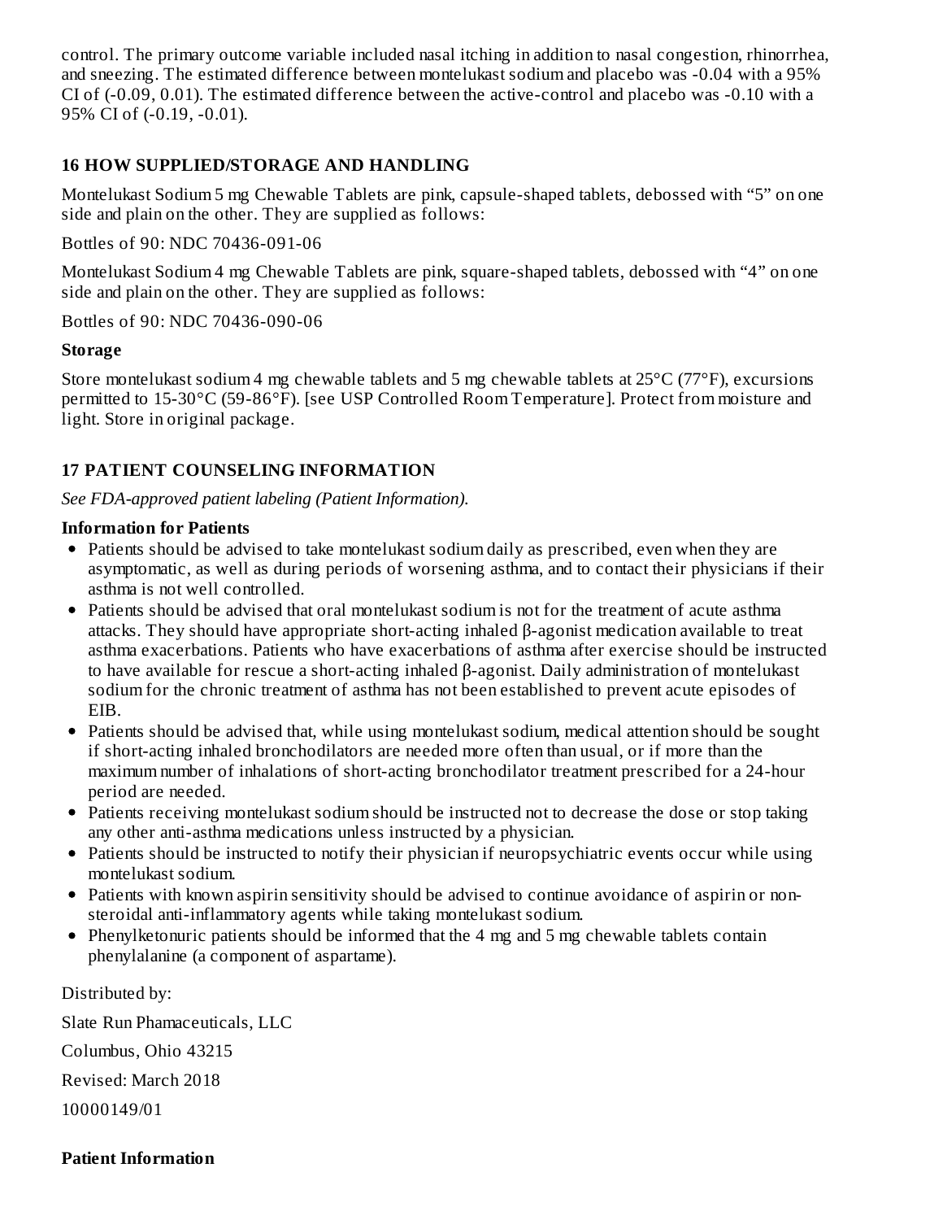control. The primary outcome variable included nasal itching in addition to nasal congestion, rhinorrhea, and sneezing. The estimated difference between montelukast sodium and placebo was -0.04 with a 95% CI of (-0.09, 0.01). The estimated difference between the active-control and placebo was -0.10 with a 95% CI of (-0.19, -0.01).

## 16 HOW SUPPLIED/STORAGE AND HANDLING

Montelukast Sodium 5 mg Chewable Tablets are pink, capsule-shaped tablets, debossed with “5” on one side and plain on the other. They are supplied as follows:

Bottles of 90: NDC 70436-091-06

Montelukast Sodium 4 mg Chewable Tablets are pink, square-shaped tablets, debossed with “4” on one side and plain on the other. They are supplied as follows:

Bottles of 90: NDC 70436-090-06

**Storage**

Store montelukast sodium 4 mg chewable tablets and 5 mg chewable tablets at 25°C (77°F), excursions permitted to 15-30°C (59-86°F). [see USP Controlled Room Temperature]. Protect from moisture and light. Store in original package.

## 17 PATIENT COUNSELING INFORMATION

*See FDA-approved patient labeling (Patient Information).*

**Information for Patients**

- Patients should be advised to take montelukast sodium daily as prescribed, even when they are asymptomatic, as well as during periods of worsening asthma, and to contact their physicians if their asthma is not well controlled.
- Patients should be advised that oral montelukast sodium is not for the treatment of acute asthma attacks. They should have appropriate short-acting inhaled β-agonist medication available to treat asthma exacerbations. Patients who have exacerbations of asthma after exercise should be instructed to have available for rescue a short-acting inhaled β-agonist. Daily administration of montelukast sodium for the chronic treatment of asthma has not been established to prevent acute episodes of EIB.
- Patients should be advised that, while using montelukast sodium, medical attention should be sought if short-acting inhaled bronchodilators are needed more often than usual, or if more than the maximum number of inhalations of short-acting bronchodilator treatment prescribed for a 24-hour period are needed.
- Patients receiving montelukast sodium should be instructed not to decrease the dose or stop taking any other anti-asthma medications unless instructed by a physician.
- Patients should be instructed to notify their physician if neuropsychiatric events occur while using montelukast sodium.
- Patients with known aspirin sensitivity should be advised to continue avoidance of aspirin or non-steroidal anti-inflammatory agents while taking montelukast sodium.
- Phenylketonuric patients should be informed that the 4 mg and 5 mg chewable tablets contain phenylalanine (a component of aspartame).

Distributed by:

Slate Run Phamaceuticals, LLC

Columbus, Ohio 43215

Revised: March 2018

10000149/01

**Patient Information**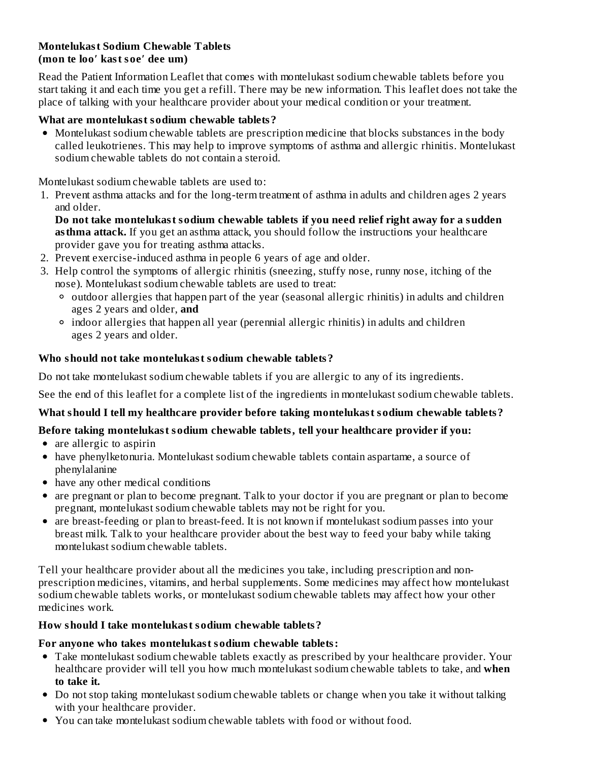**Montelukast Sodium Chewable Tablets**
**(mon te loo′ kast soe′ dee um)**

Read the Patient Information Leaflet that comes with montelukast sodium chewable tablets before you start taking it and each time you get a refill. There may be new information. This leaflet does not take the place of talking with your healthcare provider about your medical condition or your treatment.

**What are montelukast sodium chewable tablets?**

- Montelukast sodium chewable tablets are prescription medicine that blocks substances in the body called leukotrienes. This may help to improve symptoms of asthma and allergic rhinitis. Montelukast sodium chewable tablets do not contain a steroid.

Montelukast sodium chewable tablets are used to:

1. Prevent asthma attacks and for the long-term treatment of asthma in adults and children ages 2 years and older.
   **Do not take montelukast sodium chewable tablets if you need relief right away for a sudden asthma attack.** If you get an asthma attack, you should follow the instructions your healthcare provider gave you for treating asthma attacks.
2. Prevent exercise-induced asthma in people 6 years of age and older.
3. Help control the symptoms of allergic rhinitis (sneezing, stuffy nose, runny nose, itching of the nose). Montelukast sodium chewable tablets are used to treat:
   - outdoor allergies that happen part of the year (seasonal allergic rhinitis) in adults and children ages 2 years and older, **and**
   - indoor allergies that happen all year (perennial allergic rhinitis) in adults and children ages 2 years and older.

**Who should not take montelukast sodium chewable tablets?**

Do not take montelukast sodium chewable tablets if you are allergic to any of its ingredients.

See the end of this leaflet for a complete list of the ingredients in montelukast sodium chewable tablets.

**What should I tell my healthcare provider before taking montelukast sodium chewable tablets?**

**Before taking montelukast sodium chewable tablets, tell your healthcare provider if you:**

- are allergic to aspirin
- have phenylketonuria. Montelukast sodium chewable tablets contain aspartame, a source of phenylalanine
- have any other medical conditions
- are pregnant or plan to become pregnant. Talk to your doctor if you are pregnant or plan to become pregnant, montelukast sodium chewable tablets may not be right for you.
- are breast-feeding or plan to breast-feed. It is not known if montelukast sodium passes into your breast milk. Talk to your healthcare provider about the best way to feed your baby while taking montelukast sodium chewable tablets.

Tell your healthcare provider about all the medicines you take, including prescription and non-prescription medicines, vitamins, and herbal supplements. Some medicines may affect how montelukast sodium chewable tablets works, or montelukast sodium chewable tablets may affect how your other medicines work.

**How should I take montelukast sodium chewable tablets?**

**For anyone who takes montelukast sodium chewable tablets:**

- Take montelukast sodium chewable tablets exactly as prescribed by your healthcare provider. Your healthcare provider will tell you how much montelukast sodium chewable tablets to take, and **when to take it.**
- Do not stop taking montelukast sodium chewable tablets or change when you take it without talking with your healthcare provider.
- You can take montelukast sodium chewable tablets with food or without food.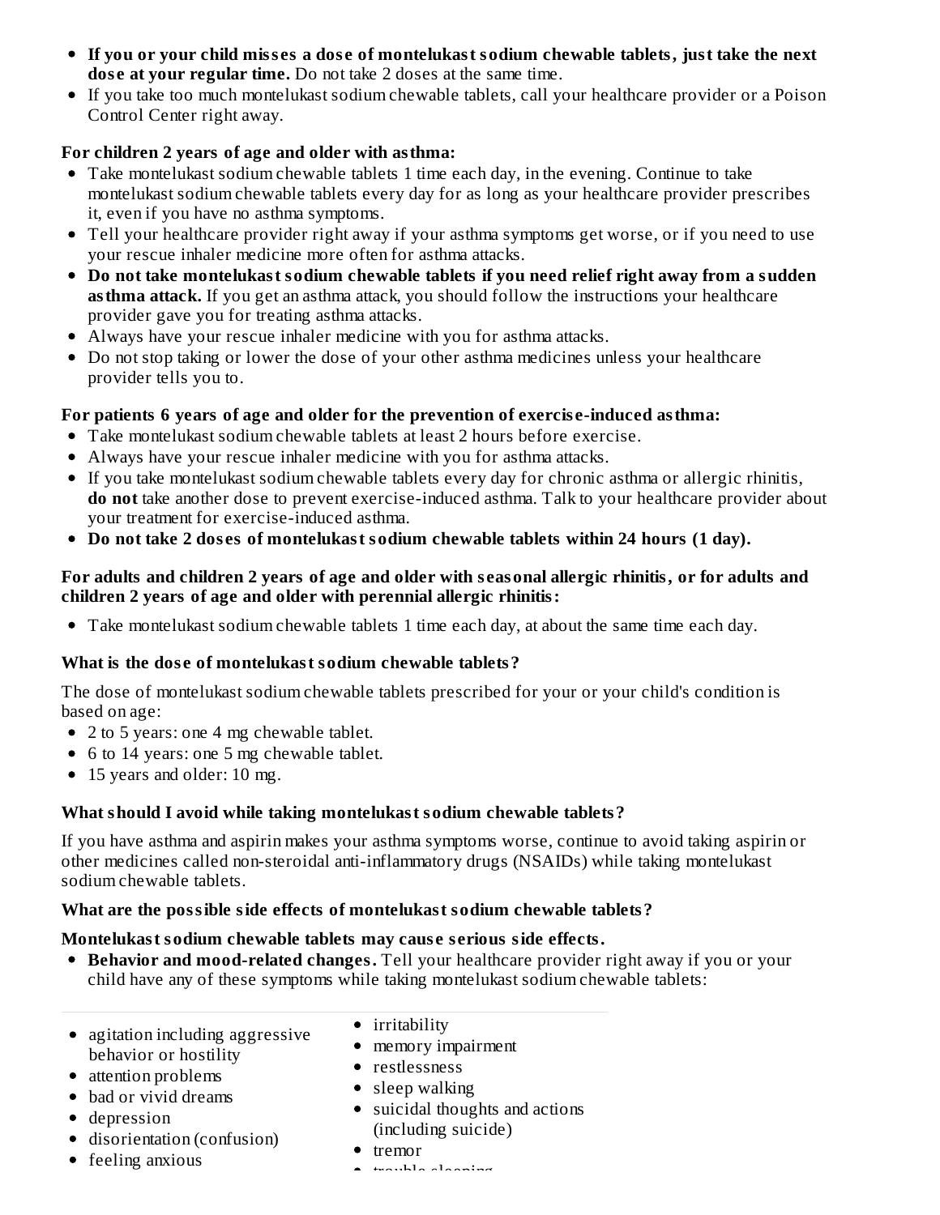- **If you or your child misses a dose of montelukast sodium chewable tablets, just take the next dose at your regular time.** Do not take 2 doses at the same time.
- If you take too much montelukast sodium chewable tablets, call your healthcare provider or a Poison Control Center right away.

**For children 2 years of age and older with asthma:**

- Take montelukast sodium chewable tablets 1 time each day, in the evening. Continue to take montelukast sodium chewable tablets every day for as long as your healthcare provider prescribes it, even if you have no asthma symptoms.
- Tell your healthcare provider right away if your asthma symptoms get worse, or if you need to use your rescue inhaler medicine more often for asthma attacks.
- **Do not take montelukast sodium chewable tablets if you need relief right away from a sudden asthma attack.** If you get an asthma attack, you should follow the instructions your healthcare provider gave you for treating asthma attacks.
- Always have your rescue inhaler medicine with you for asthma attacks.
- Do not stop taking or lower the dose of your other asthma medicines unless your healthcare provider tells you to.

**For patients 6 years of age and older for the prevention of exercise-induced asthma:**

- Take montelukast sodium chewable tablets at least 2 hours before exercise.
- Always have your rescue inhaler medicine with you for asthma attacks.
- If you take montelukast sodium chewable tablets every day for chronic asthma or allergic rhinitis, **do not** take another dose to prevent exercise-induced asthma. Talk to your healthcare provider about your treatment for exercise-induced asthma.
- **Do not take 2 doses of montelukast sodium chewable tablets within 24 hours (1 day).**

**For adults and children 2 years of age and older with seasonal allergic rhinitis, or for adults and children 2 years of age and older with perennial allergic rhinitis:**

- Take montelukast sodium chewable tablets 1 time each day, at about the same time each day.

**What is the dose of montelukast sodium chewable tablets?**

The dose of montelukast sodium chewable tablets prescribed for your or your child's condition is based on age:

- 2 to 5 years: one 4 mg chewable tablet.
- 6 to 14 years: one 5 mg chewable tablet.
- 15 years and older: 10 mg.

**What should I avoid while taking montelukast sodium chewable tablets?**

If you have asthma and aspirin makes your asthma symptoms worse, continue to avoid taking aspirin or other medicines called non-steroidal anti-inflammatory drugs (NSAIDs) while taking montelukast sodium chewable tablets.

**What are the possible side effects of montelukast sodium chewable tablets?**

**Montelukast sodium chewable tablets may cause serious side effects.**

- **Behavior and mood-related changes.** Tell your healthcare provider right away if you or your child have any of these symptoms while taking montelukast sodium chewable tablets:

  - agitation including aggressive behavior or hostility
  - attention problems
  - bad or vivid dreams
  - depression
  - disorientation (confusion)
  - feeling anxious
  - irritability
  - memory impairment
  - restlessness
  - sleep walking
  - suicidal thoughts and actions (including suicide)
  - tremor
  - trouble sleeping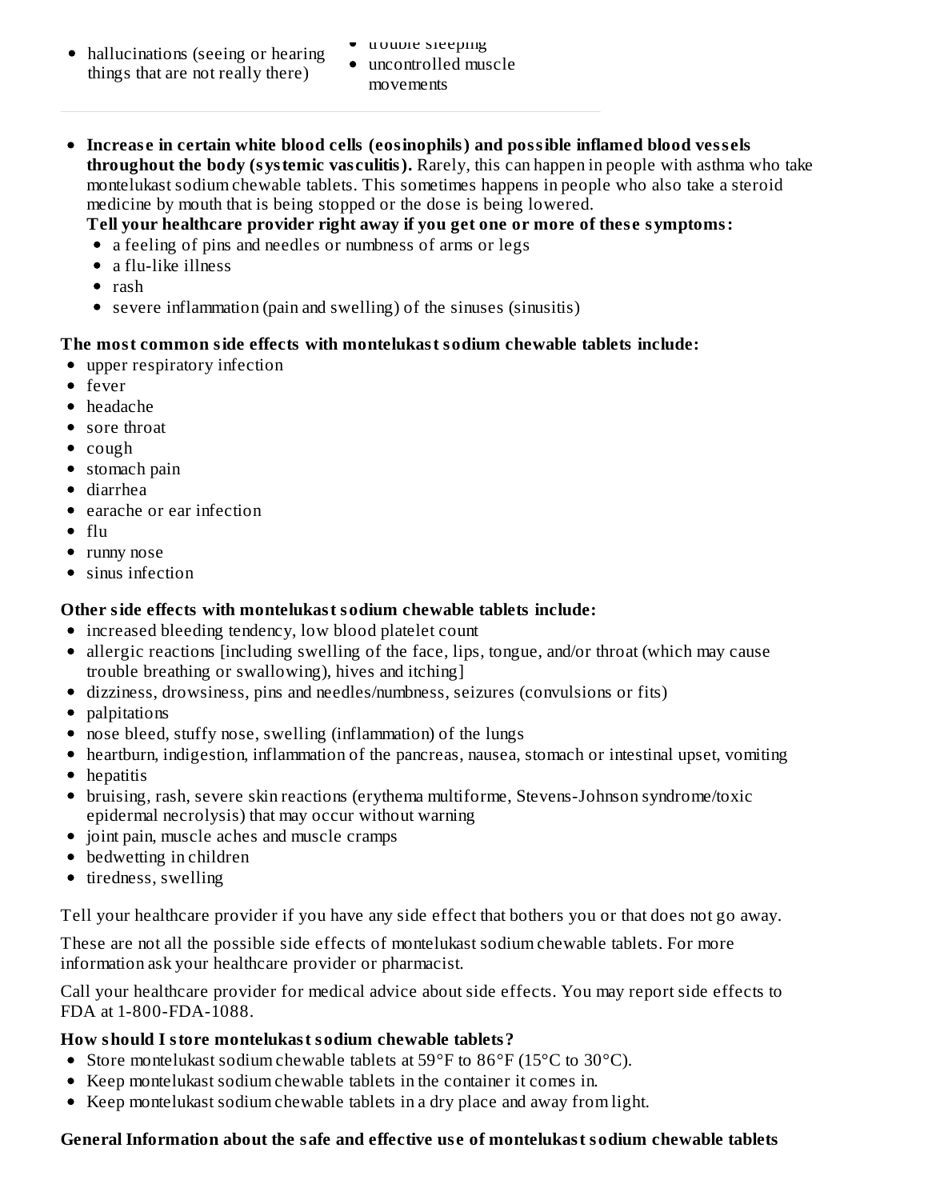- hallucinations (seeing or hearing things that are not really there)
- trouble sleeping
- uncontrolled muscle movements

- **Increase in certain white blood cells (eosinophils) and possible inflamed blood vessels throughout the body (systemic vasculitis).** Rarely, this can happen in people with asthma who take montelukast sodium chewable tablets. This sometimes happens in people who also take a steroid medicine by mouth that is being stopped or the dose is being lowered.
  **Tell your healthcare provider right away if you get one or more of these symptoms:**
  - a feeling of pins and needles or numbness of arms or legs
  - a flu-like illness
  - rash
  - severe inflammation (pain and swelling) of the sinuses (sinusitis)

**The most common side effects with montelukast sodium chewable tablets include:**

- upper respiratory infection
- fever
- headache
- sore throat
- cough
- stomach pain
- diarrhea
- earache or ear infection
- flu
- runny nose
- sinus infection

**Other side effects with montelukast sodium chewable tablets include:**

- increased bleeding tendency, low blood platelet count
- allergic reactions [including swelling of the face, lips, tongue, and/or throat (which may cause trouble breathing or swallowing), hives and itching]
- dizziness, drowsiness, pins and needles/numbness, seizures (convulsions or fits)
- palpitations
- nose bleed, stuffy nose, swelling (inflammation) of the lungs
- heartburn, indigestion, inflammation of the pancreas, nausea, stomach or intestinal upset, vomiting
- hepatitis
- bruising, rash, severe skin reactions (erythema multiforme, Stevens-Johnson syndrome/toxic epidermal necrolysis) that may occur without warning
- joint pain, muscle aches and muscle cramps
- bedwetting in children
- tiredness, swelling

Tell your healthcare provider if you have any side effect that bothers you or that does not go away.

These are not all the possible side effects of montelukast sodium chewable tablets. For more information ask your healthcare provider or pharmacist.

Call your healthcare provider for medical advice about side effects. You may report side effects to FDA at 1-800-FDA-1088.

**How should I store montelukast sodium chewable tablets?**

- Store montelukast sodium chewable tablets at 59°F to 86°F (15°C to 30°C).
- Keep montelukast sodium chewable tablets in the container it comes in.
- Keep montelukast sodium chewable tablets in a dry place and away from light.

**General Information about the safe and effective use of montelukast sodium chewable tablets**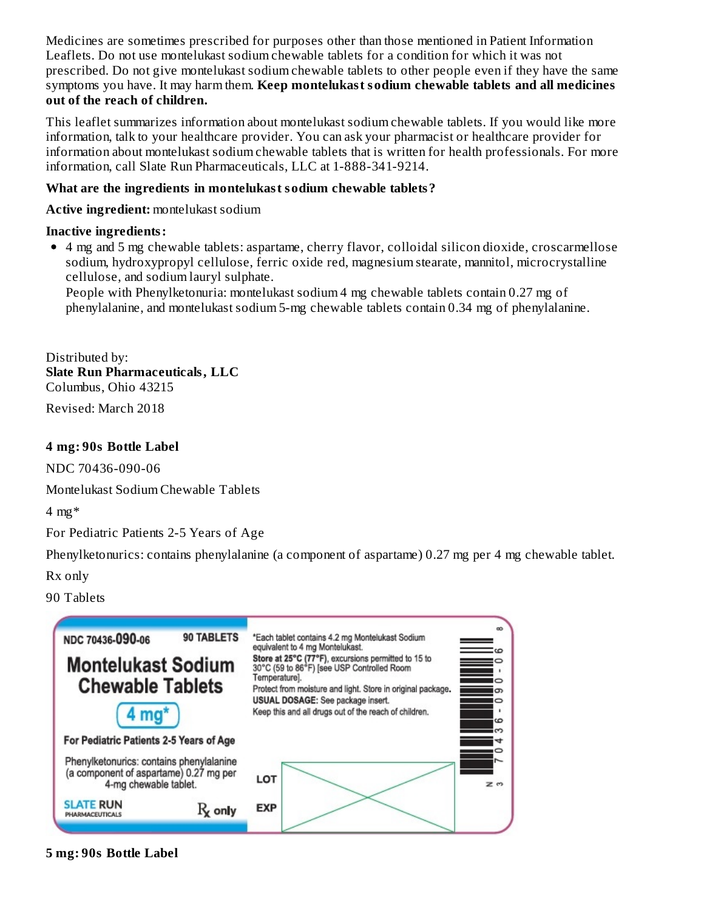Medicines are sometimes prescribed for purposes other than those mentioned in Patient Information Leaflets. Do not use montelukast sodium chewable tablets for a condition for which it was not prescribed. Do not give montelukast sodium chewable tablets to other people even if they have the same symptoms you have. It may harm them. **Keep montelukast sodium chewable tablets and all medicines out of the reach of children.**

This leaflet summarizes information about montelukast sodium chewable tablets. If you would like more information, talk to your healthcare provider. You can ask your pharmacist or healthcare provider for information about montelukast sodium chewable tablets that is written for health professionals. For more information, call Slate Run Pharmaceuticals, LLC at 1-888-341-9214.

**What are the ingredients in montelukast sodium chewable tablets?**

**Active ingredient:** montelukast sodium

**Inactive ingredients:**

- 4 mg and 5 mg chewable tablets: aspartame, cherry flavor, colloidal silicon dioxide, croscarmellose sodium, hydroxypropyl cellulose, ferric oxide red, magnesium stearate, mannitol, microcrystalline cellulose, and sodium lauryl sulphate.
  People with Phenylketonuria: montelukast sodium 4 mg chewable tablets contain 0.27 mg of phenylalanine, and montelukast sodium 5-mg chewable tablets contain 0.34 mg of phenylalanine.

Distributed by:
**Slate Run Pharmaceuticals, LLC**
Columbus, Ohio 43215

Revised: March 2018

**4 mg: 90s Bottle Label**

NDC 70436-090-06

Montelukast Sodium Chewable Tablets

4 mg*

For Pediatric Patients 2-5 Years of Age

Phenylketonurics: contains phenylalanine (a component of aspartame) 0.27 mg per 4 mg chewable tablet.

Rx only

90 Tablets

NDC 70436-090-06 90 TABLETS

Montelukast Sodium Chewable Tablets

4 mg*

For Pediatric Patients 2-5 Years of Age

Phenylketonurics: contains phenylalanine (a component of aspartame) 0.27 mg per 4-mg chewable tablet.

SLATE RUN PHARMACEUTICALS

Rx only

*Each tablet contains 4.2 mg Montelukast Sodium equivalent to 4 mg Montelukast.

Store at 25°C (77°F), excursions permitted to 15 to 30°C (59 to 86°F) [see USP Controlled Room Temperature].

Protect from moisture and light. Store in original package.

USUAL DOSAGE: See package insert.

Keep this and all drugs out of the reach of children.

LOT

EXP

N 3 70436-090-06 8

**5 mg: 90s Bottle Label**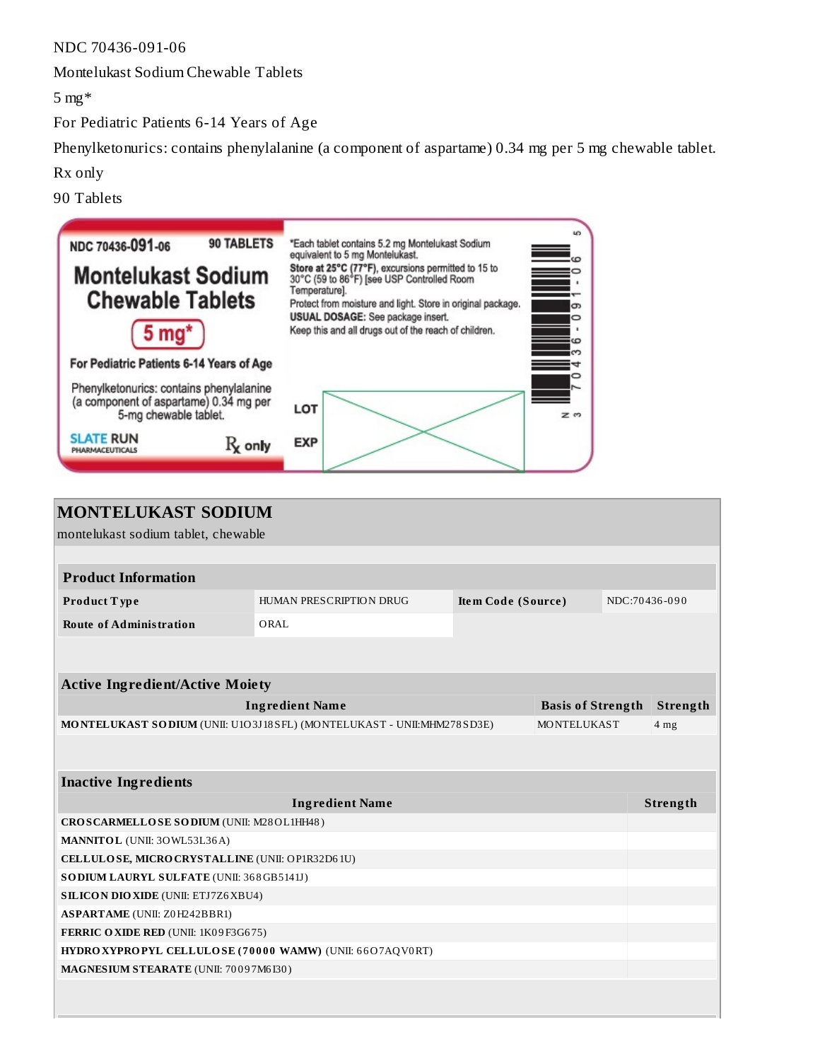NDC 70436-091-06

Montelukast Sodium Chewable Tablets

5 mg*

For Pediatric Patients 6-14 Years of Age

Phenylketonurics: contains phenylalanine (a component of aspartame) 0.34 mg per 5 mg chewable tablet.

Rx only

90 Tablets

NDC 70436-091-06 90 TABLETS

Montelukast Sodium Chewable Tablets

5 mg*

For Pediatric Patients 6-14 Years of Age

Phenylketonurics: contains phenylalanine (a component of aspartame) 0.34 mg per 5-mg chewable tablet.

SLATE RUN PHARMACEUTICALS

Rx only

*Each tablet contains 5.2 mg Montelukast Sodium equivalent to 5 mg Montelukast.

**Store at 25°C (77°F)**, excursions permitted to 15 to 30°C (59 to 86°F) [see USP Controlled Room Temperature].

Protect from moisture and light. Store in original package.

**USUAL DOSAGE:** See package insert.

Keep this and all drugs out of the reach of children.

LOT

EXP

N 3 70436-091-06 5

## MONTELUKAST SODIUM

montelukast sodium tablet, chewable

| Product Information | | | |
|---|---|---|---|
| **Product Type** | HUMAN PRESCRIPTION DRUG | **Item Code (Source)** | NDC:70436-090 |
| **Route of Administration** | ORAL | | |

| Active Ingredient/Active Moiety | | |
|---|---|---|
| **Ingredient Name** | **Basis of Strength** | **Strength** |
| **MONTELUKAST SODIUM** (UNII: U1O3J18SFL) (MONTELUKAST - UNII:MHM278SD3E) | MONTELUKAST | 4 mg |

| Inactive Ingredients | |
|---|---|
| **Ingredient Name** | **Strength** |
| **CROSCARMELLOSE SODIUM** (UNII: M28OL1HH48) | |
| **MANNITOL** (UNII: 3OWL53L36A) | |
| **CELLULOSE, MICROCRYSTALLINE** (UNII: OP1R32D61U) | |
| **SODIUM LAURYL SULFATE** (UNII: 368GB5141J) | |
| **SILICON DIOXIDE** (UNII: ETJ7Z6XBU4) | |
| **ASPARTAME** (UNII: Z0H242BBR1) | |
| **FERRIC OXIDE RED** (UNII: 1K09F3G675) | |
| **HYDROXYPROPYL CELLULOSE (70000 WAMW)** (UNII: 66O7AQV0RT) | |
| **MAGNESIUM STEARATE** (UNII: 70097M6I30) | |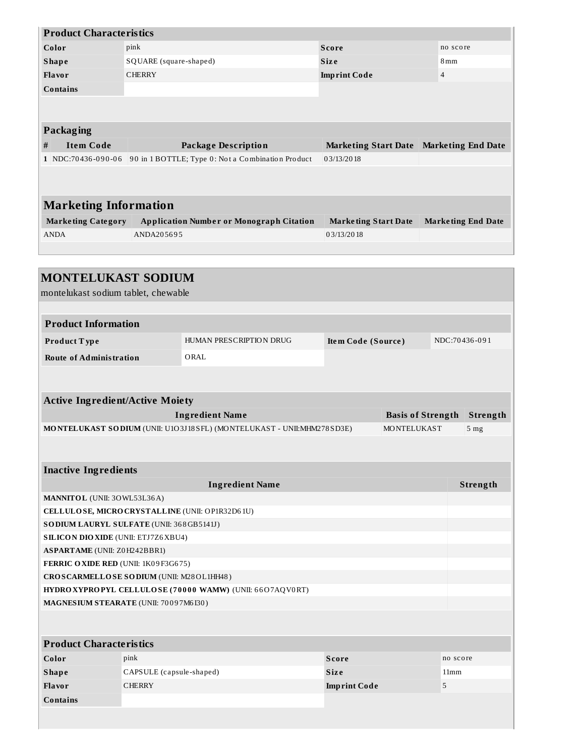| Product Characteristics | | | |
|---|---|---|---|
| Color | pink | Score | no score |
| Shape | SQUARE (square-shaped) | Size | 8mm |
| Flavor | CHERRY | Imprint Code | 4 |
| Contains | | | |

| Packaging | | | | |
|---|---|---|---|---|
| # | Item Code | Package Description | Marketing Start Date | Marketing End Date |
| 1 | NDC:70436-090-06 | 90 in 1 BOTTLE; Type 0: Not a Combination Product | 03/13/2018 | |

| Marketing Information | | | |
|---|---|---|---|
| Marketing Category | Application Number or Monograph Citation | Marketing Start Date | Marketing End Date |
| ANDA | ANDA205695 | 03/13/2018 | |

## MONTELUKAST SODIUM

montelukast sodium tablet, chewable

| Product Information | | | |
|---|---|---|---|
| Product Type | HUMAN PRESCRIPTION DRUG | Item Code (Source) | NDC:70436-091 |
| Route of Administration | ORAL | | |

| Active Ingredient/Active Moiety | | |
|---|---|---|
| Ingredient Name | Basis of Strength | Strength |
| **MONTELUKAST SODIUM** (UNII: U1O3J18SFL) (MONTELUKAST - UNII:MHM278SD3E) | MONTELUKAST | 5 mg |

| Inactive Ingredients | |
|---|---|
| Ingredient Name | Strength |
| **MANNITOL** (UNII: 3OWL53L36A) | |
| **CELLULOSE, MICROCRYSTALLINE** (UNII: OP1R32D61U) | |
| **SODIUM LAURYL SULFATE** (UNII: 368GB5141J) | |
| **SILICON DIOXIDE** (UNII: ETJ7Z6XBU4) | |
| **ASPARTAME** (UNII: Z0H242BBR1) | |
| **FERRIC OXIDE RED** (UNII: 1K09F3G675) | |
| **CROSCARMELLOSE SODIUM** (UNII: M28OL1HH48) | |
| **HYDROXYPROPYL CELLULOSE (70000 WAMW)** (UNII: 66O7AQV0RT) | |
| **MAGNESIUM STEARATE** (UNII: 70097M6I30) | |

| Product Characteristics | | | |
|---|---|---|---|
| Color | pink | Score | no score |
| Shape | CAPSULE (capsule-shaped) | Size | 11mm |
| Flavor | CHERRY | Imprint Code | 5 |
| Contains | | | |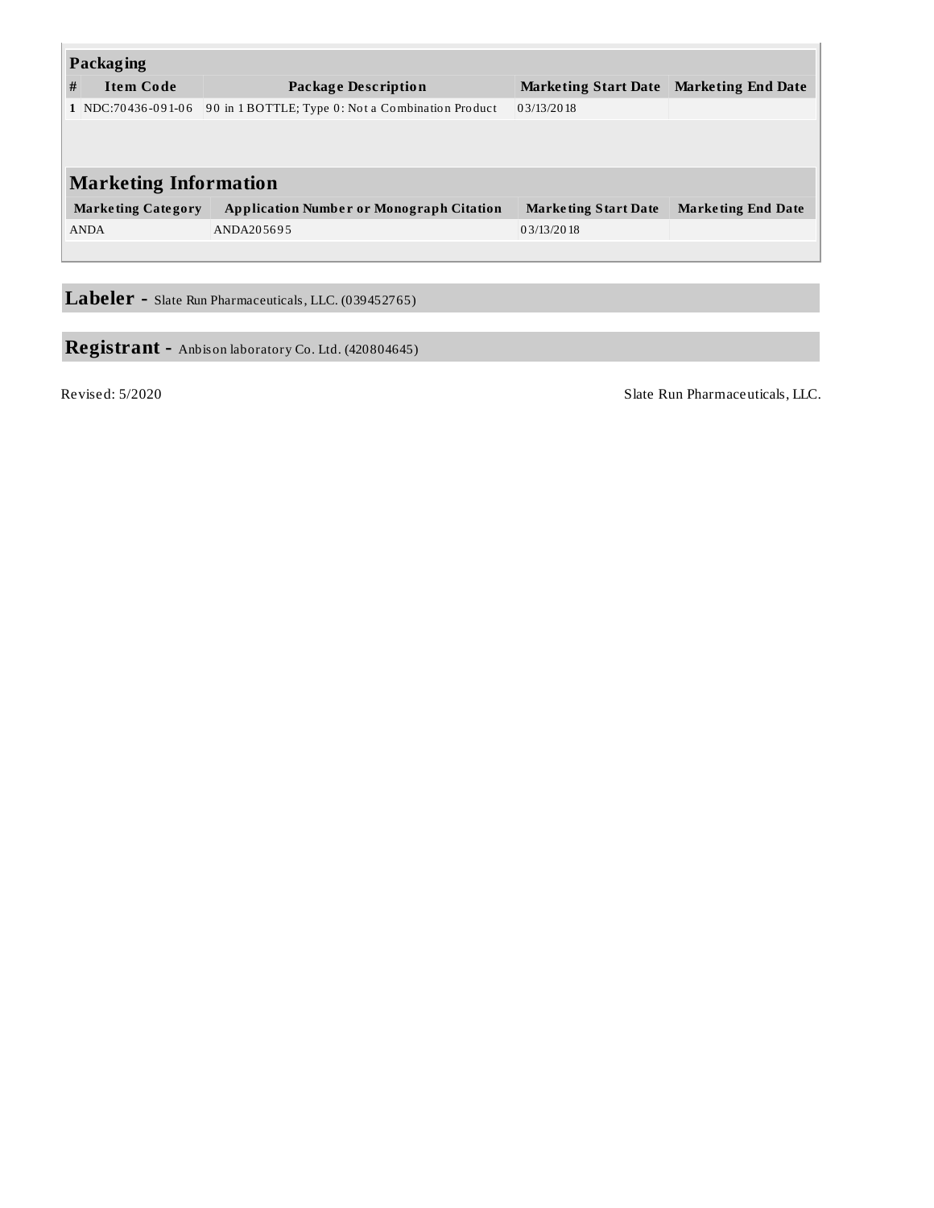| Packaging | | | | |
| --- | --- | --- | --- | --- |
| # | Item Code | Package Description | Marketing Start Date | Marketing End Date |
| 1 | NDC:70436-091-06 | 90 in 1 BOTTLE; Type 0: Not a Combination Product | 03/13/2018 | |

## Marketing Information

| Marketing Category | Application Number or Monograph Citation | Marketing Start Date | Marketing End Date |
| --- | --- | --- | --- |
| ANDA | ANDA205695 | 03/13/2018 | |

**Labeler -** Slate Run Pharmaceuticals, LLC. (039452765)

**Registrant -** Anbison laboratory Co. Ltd. (420804645)

Revised: 5/2020

Slate Run Pharmaceuticals, LLC.